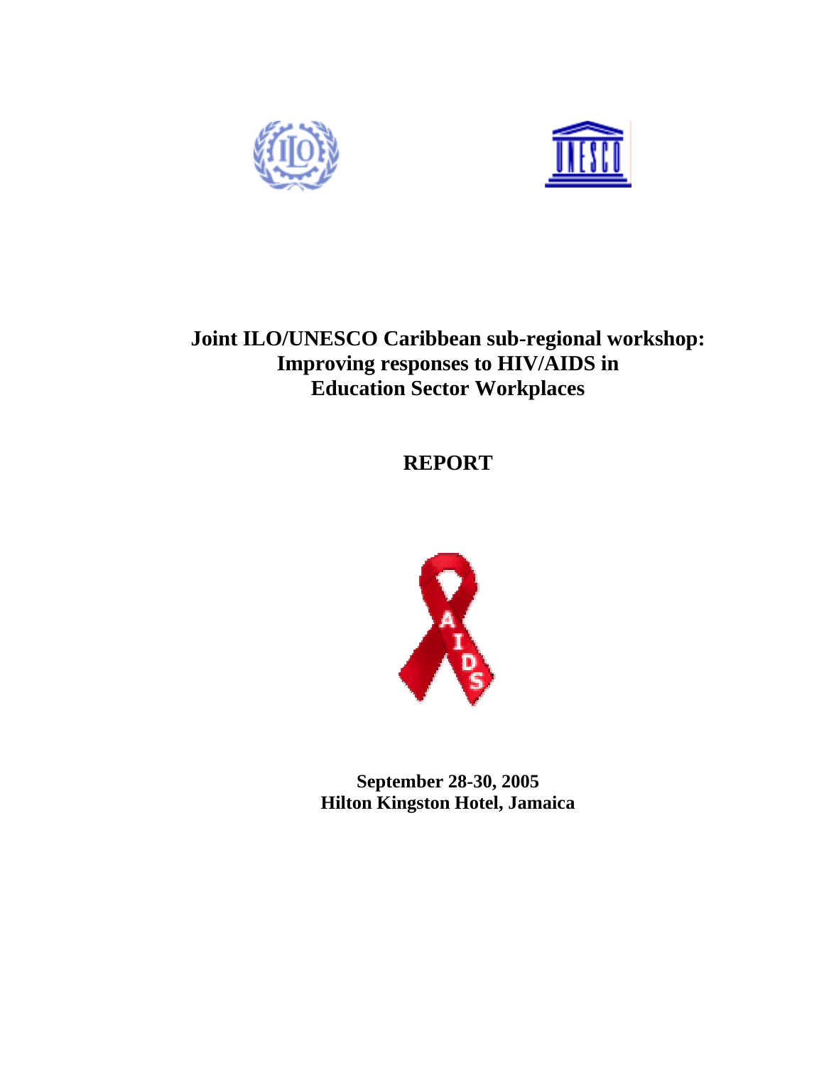# Joint ILO/UNESCO Caribbean sub-regional workshop: Improving responses to HIV/AIDS in Education Sector Workplaces

## REPORT

**September 28-30, 2005**
**Hilton Kingston Hotel, Jamaica**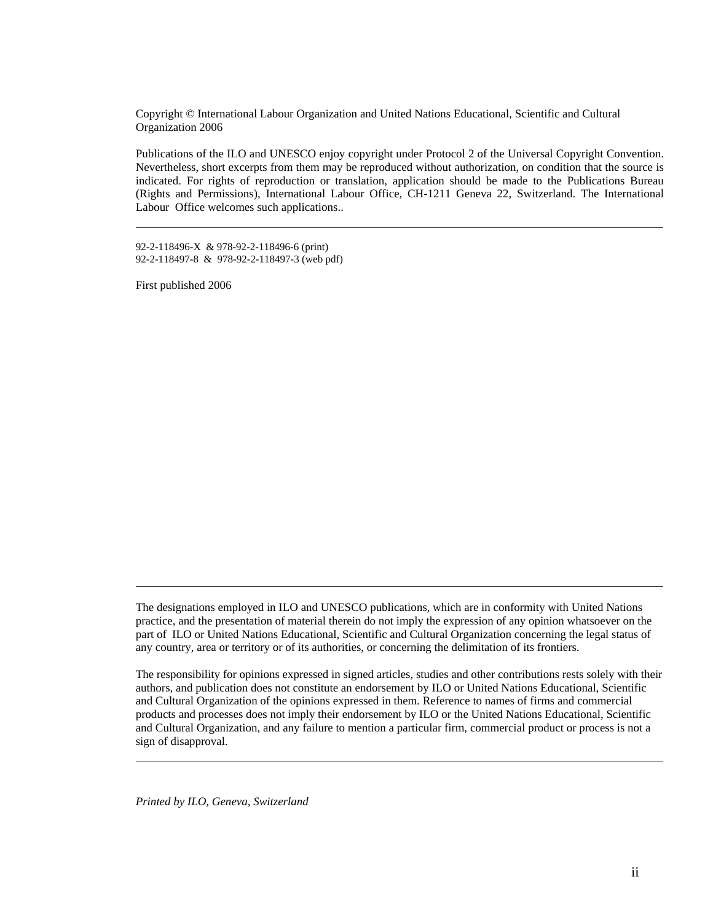Copyright © International Labour Organization and United Nations Educational, Scientific and Cultural Organization 2006

Publications of the ILO and UNESCO enjoy copyright under Protocol 2 of the Universal Copyright Convention. Nevertheless, short excerpts from them may be reproduced without authorization, on condition that the source is indicated. For rights of reproduction or translation, application should be made to the Publications Bureau (Rights and Permissions), International Labour Office, CH-1211 Geneva 22, Switzerland. The International Labour Office welcomes such applications..

---

92-2-118496-X & 978-92-2-118496-6 (print)
92-2-118497-8 & 978-92-2-118497-3 (web pdf)

First published 2006

---

The designations employed in ILO and UNESCO publications, which are in conformity with United Nations practice, and the presentation of material therein do not imply the expression of any opinion whatsoever on the part of ILO or United Nations Educational, Scientific and Cultural Organization concerning the legal status of any country, area or territory or of its authorities, or concerning the delimitation of its frontiers.

The responsibility for opinions expressed in signed articles, studies and other contributions rests solely with their authors, and publication does not constitute an endorsement by ILO or United Nations Educational, Scientific and Cultural Organization of the opinions expressed in them. Reference to names of firms and commercial products and processes does not imply their endorsement by ILO or the United Nations Educational, Scientific and Cultural Organization, and any failure to mention a particular firm, commercial product or process is not a sign of disapproval.

---

*Printed by ILO, Geneva, Switzerland*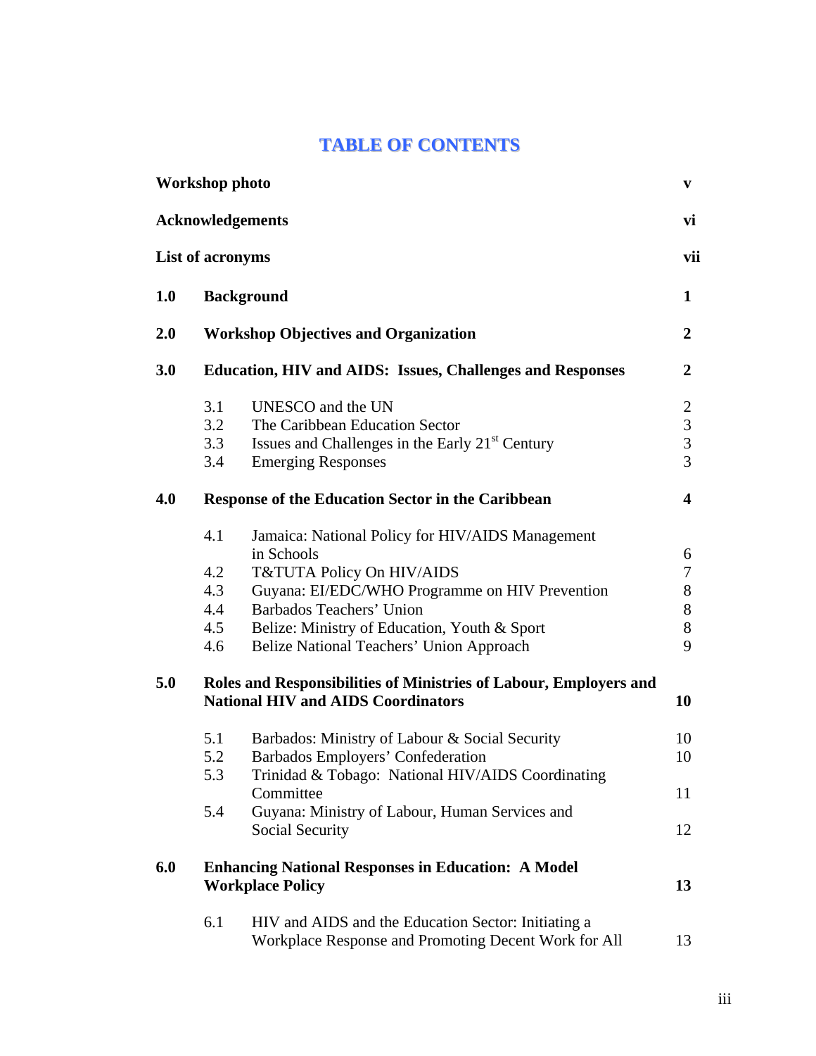# TABLE OF CONTENTS

| | | | |
|---|---|---|---|
| **Workshop photo** | | | **v** |
| **Acknowledgements** | | | **vi** |
| **List of acronyms** | | | **vii** |
| **1.0** | **Background** | | **1** |
| **2.0** | **Workshop Objectives and Organization** | | **2** |
| **3.0** | **Education, HIV and AIDS: Issues, Challenges and Responses** | | **2** |
| | 3.1 | UNESCO and the UN | 2 |
| | 3.2 | The Caribbean Education Sector | 3 |
| | 3.3 | Issues and Challenges in the Early 21st Century | 3 |
| | 3.4 | Emerging Responses | 3 |
| **4.0** | **Response of the Education Sector in the Caribbean** | | **4** |
| | 4.1 | Jamaica: National Policy for HIV/AIDS Management in Schools | 6 |
| | 4.2 | T&TUTA Policy On HIV/AIDS | 7 |
| | 4.3 | Guyana: EI/EDC/WHO Programme on HIV Prevention | 8 |
| | 4.4 | Barbados Teachers' Union | 8 |
| | 4.5 | Belize: Ministry of Education, Youth & Sport | 8 |
| | 4.6 | Belize National Teachers' Union Approach | 9 |
| **5.0** | **Roles and Responsibilities of Ministries of Labour, Employers and National HIV and AIDS Coordinators** | | **10** |
| | 5.1 | Barbados: Ministry of Labour & Social Security | 10 |
| | 5.2 | Barbados Employers' Confederation | 10 |
| | 5.3 | Trinidad & Tobago: National HIV/AIDS Coordinating Committee | 11 |
| | 5.4 | Guyana: Ministry of Labour, Human Services and Social Security | 12 |
| **6.0** | **Enhancing National Responses in Education: A Model Workplace Policy** | | **13** |
| | 6.1 | HIV and AIDS and the Education Sector: Initiating a Workplace Response and Promoting Decent Work for All | 13 |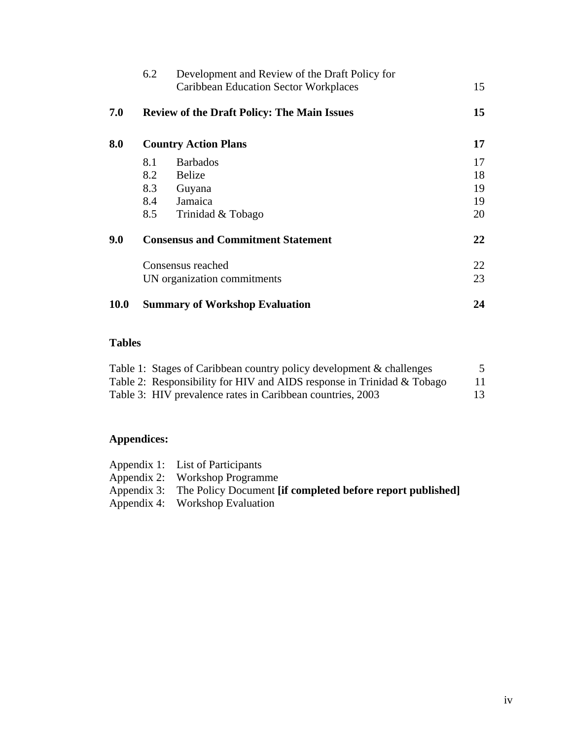| | | | |
|---|---|---|---|
| | 6.2 | Development and Review of the Draft Policy for Caribbean Education Sector Workplaces | 15 |
| **7.0** | **Review of the Draft Policy: The Main Issues** | | **15** |
| **8.0** | **Country Action Plans** | | **17** |
| | 8.1 | Barbados | 17 |
| | 8.2 | Belize | 18 |
| | 8.3 | Guyana | 19 |
| | 8.4 | Jamaica | 19 |
| | 8.5 | Trinidad & Tobago | 20 |
| **9.0** | **Consensus and Commitment Statement** | | **22** |
| | Consensus reached | | 22 |
| | UN organization commitments | | 23 |
| **10.0** | **Summary of Workshop Evaluation** | | **24** |

## Tables

| | |
|---|---|
| Table 1: Stages of Caribbean country policy development & challenges | 5 |
| Table 2: Responsibility for HIV and AIDS response in Trinidad & Tobago | 11 |
| Table 3: HIV prevalence rates in Caribbean countries, 2003 | 13 |

## Appendices:

Appendix 1: List of Participants
Appendix 2: Workshop Programme
Appendix 3: The Policy Document **[if completed before report published]**
Appendix 4: Workshop Evaluation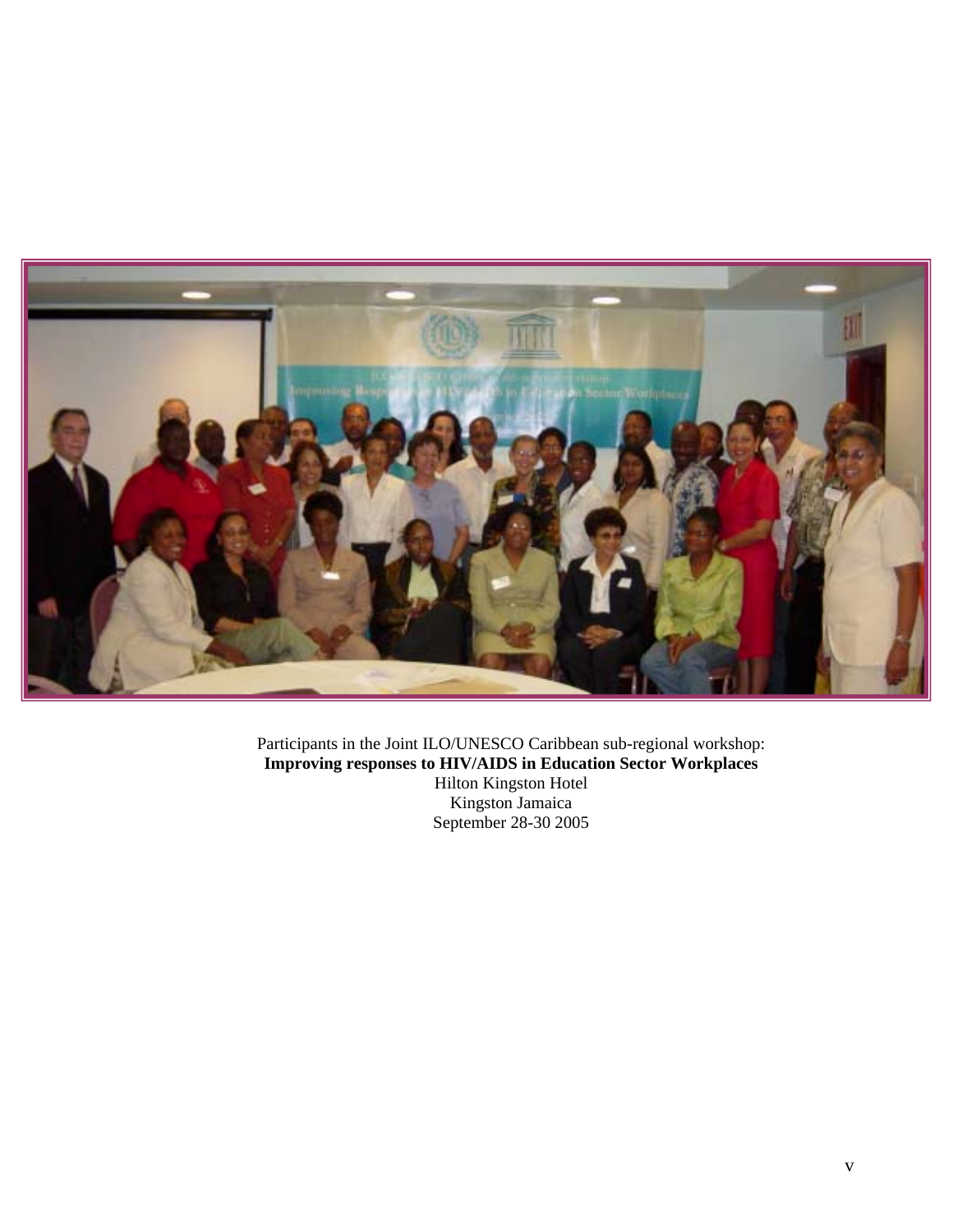Participants in the Joint ILO/UNESCO Caribbean sub-regional workshop:
**Improving responses to HIV/AIDS in Education Sector Workplaces**
Hilton Kingston Hotel
Kingston Jamaica
September 28-30 2005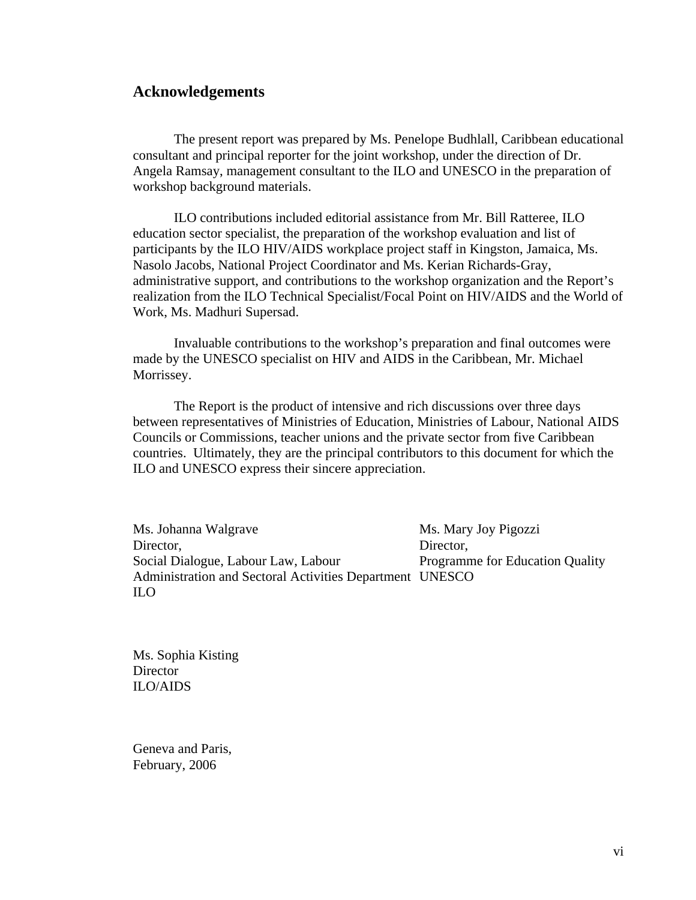## Acknowledgements

The present report was prepared by Ms. Penelope Budhlall, Caribbean educational consultant and principal reporter for the joint workshop, under the direction of Dr. Angela Ramsay, management consultant to the ILO and UNESCO in the preparation of workshop background materials.

ILO contributions included editorial assistance from Mr. Bill Ratteree, ILO education sector specialist, the preparation of the workshop evaluation and list of participants by the ILO HIV/AIDS workplace project staff in Kingston, Jamaica, Ms. Nasolo Jacobs, National Project Coordinator and Ms. Kerian Richards-Gray, administrative support, and contributions to the workshop organization and the Report's realization from the ILO Technical Specialist/Focal Point on HIV/AIDS and the World of Work, Ms. Madhuri Supersad.

Invaluable contributions to the workshop's preparation and final outcomes were made by the UNESCO specialist on HIV and AIDS in the Caribbean, Mr. Michael Morrissey.

The Report is the product of intensive and rich discussions over three days between representatives of Ministries of Education, Ministries of Labour, National AIDS Councils or Commissions, teacher unions and the private sector from five Caribbean countries. Ultimately, they are the principal contributors to this document for which the ILO and UNESCO express their sincere appreciation.

Ms. Johanna Walgrave
Director,
Social Dialogue, Labour Law, Labour Administration and Sectoral Activities Department
ILO

Ms. Mary Joy Pigozzi
Director,
Programme for Education Quality
UNESCO

Ms. Sophia Kisting
Director
ILO/AIDS

Geneva and Paris,
February, 2006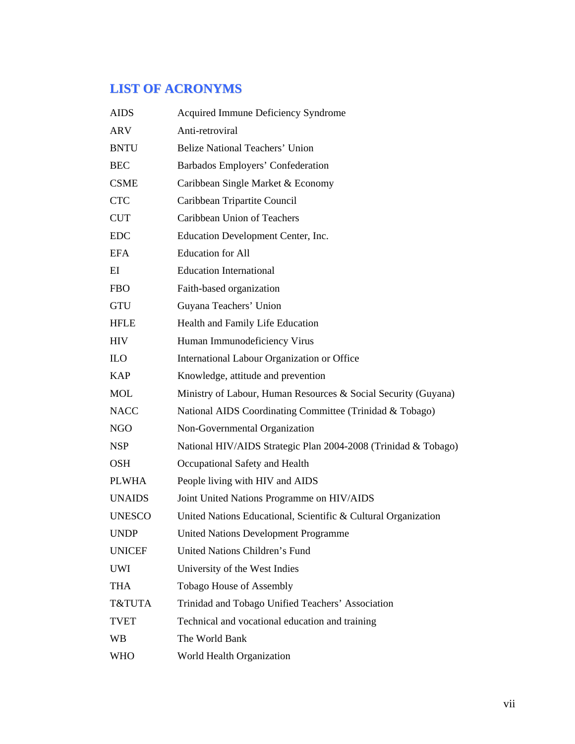## LIST OF ACRONYMS

| | |
|---|---|
| AIDS | Acquired Immune Deficiency Syndrome |
| ARV | Anti-retroviral |
| BNTU | Belize National Teachers' Union |
| BEC | Barbados Employers' Confederation |
| CSME | Caribbean Single Market & Economy |
| CTC | Caribbean Tripartite Council |
| CUT | Caribbean Union of Teachers |
| EDC | Education Development Center, Inc. |
| EFA | Education for All |
| EI | Education International |
| FBO | Faith-based organization |
| GTU | Guyana Teachers' Union |
| HFLE | Health and Family Life Education |
| HIV | Human Immunodeficiency Virus |
| ILO | International Labour Organization or Office |
| KAP | Knowledge, attitude and prevention |
| MOL | Ministry of Labour, Human Resources & Social Security (Guyana) |
| NACC | National AIDS Coordinating Committee (Trinidad & Tobago) |
| NGO | Non-Governmental Organization |
| NSP | National HIV/AIDS Strategic Plan 2004-2008 (Trinidad & Tobago) |
| OSH | Occupational Safety and Health |
| PLWHA | People living with HIV and AIDS |
| UNAIDS | Joint United Nations Programme on HIV/AIDS |
| UNESCO | United Nations Educational, Scientific & Cultural Organization |
| UNDP | United Nations Development Programme |
| UNICEF | United Nations Children's Fund |
| UWI | University of the West Indies |
| THA | Tobago House of Assembly |
| T&TUTA | Trinidad and Tobago Unified Teachers' Association |
| TVET | Technical and vocational education and training |
| WB | The World Bank |
| WHO | World Health Organization |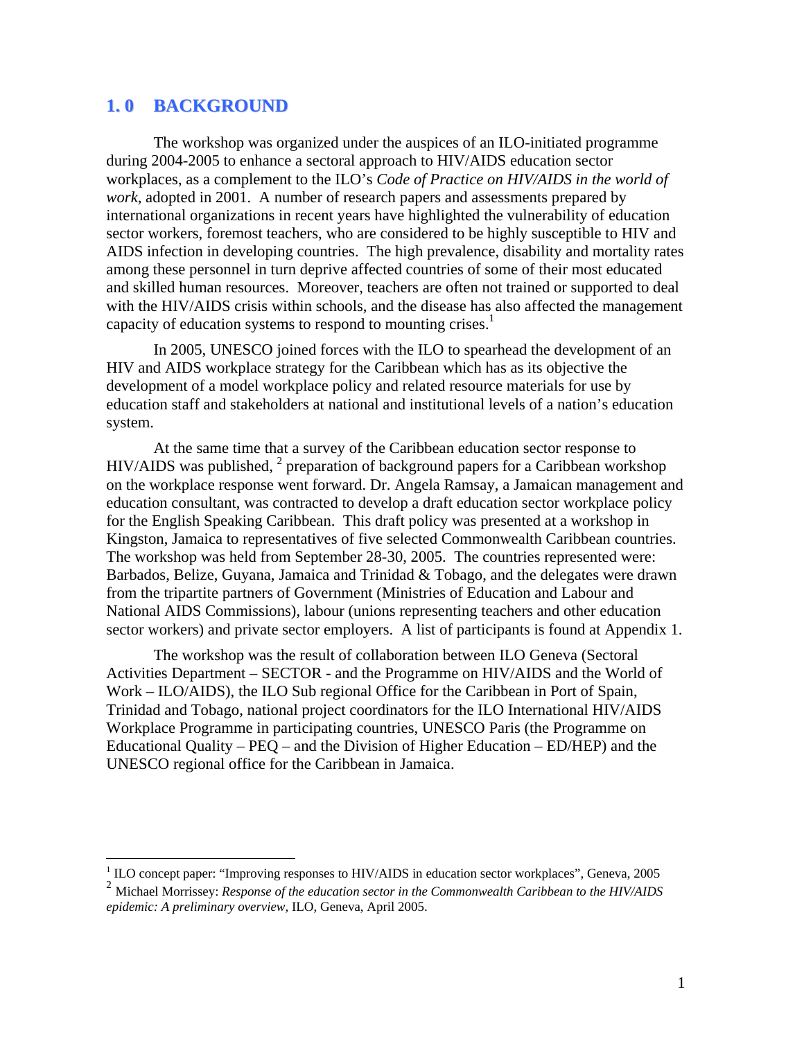## 1. 0 BACKGROUND

The workshop was organized under the auspices of an ILO-initiated programme during 2004-2005 to enhance a sectoral approach to HIV/AIDS education sector workplaces, as a complement to the ILO's *Code of Practice on HIV/AIDS in the world of work*, adopted in 2001. A number of research papers and assessments prepared by international organizations in recent years have highlighted the vulnerability of education sector workers, foremost teachers, who are considered to be highly susceptible to HIV and AIDS infection in developing countries. The high prevalence, disability and mortality rates among these personnel in turn deprive affected countries of some of their most educated and skilled human resources. Moreover, teachers are often not trained or supported to deal with the HIV/AIDS crisis within schools, and the disease has also affected the management capacity of education systems to respond to mounting crises.[1]

In 2005, UNESCO joined forces with the ILO to spearhead the development of an HIV and AIDS workplace strategy for the Caribbean which has as its objective the development of a model workplace policy and related resource materials for use by education staff and stakeholders at national and institutional levels of a nation's education system.

At the same time that a survey of the Caribbean education sector response to HIV/AIDS was published, [2] preparation of background papers for a Caribbean workshop on the workplace response went forward. Dr. Angela Ramsay, a Jamaican management and education consultant, was contracted to develop a draft education sector workplace policy for the English Speaking Caribbean. This draft policy was presented at a workshop in Kingston, Jamaica to representatives of five selected Commonwealth Caribbean countries. The workshop was held from September 28-30, 2005. The countries represented were: Barbados, Belize, Guyana, Jamaica and Trinidad & Tobago, and the delegates were drawn from the tripartite partners of Government (Ministries of Education and Labour and National AIDS Commissions), labour (unions representing teachers and other education sector workers) and private sector employers. A list of participants is found at Appendix 1.

The workshop was the result of collaboration between ILO Geneva (Sectoral Activities Department – SECTOR - and the Programme on HIV/AIDS and the World of Work – ILO/AIDS), the ILO Sub regional Office for the Caribbean in Port of Spain, Trinidad and Tobago, national project coordinators for the ILO International HIV/AIDS Workplace Programme in participating countries, UNESCO Paris (the Programme on Educational Quality – PEQ – and the Division of Higher Education – ED/HEP) and the UNESCO regional office for the Caribbean in Jamaica.

---

[1] ILO concept paper: "Improving responses to HIV/AIDS in education sector workplaces", Geneva, 2005

[2] Michael Morrissey: *Response of the education sector in the Commonwealth Caribbean to the HIV/AIDS epidemic: A preliminary overview*, ILO, Geneva, April 2005.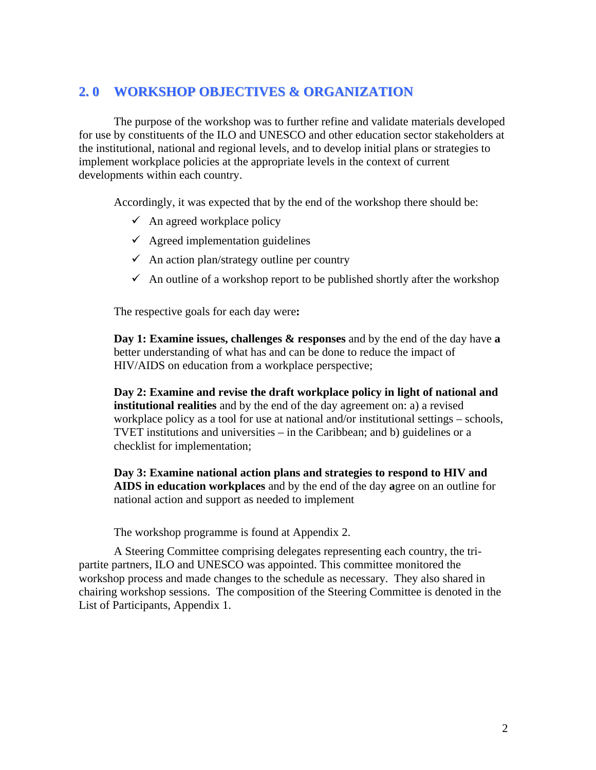## 2. 0 WORKSHOP OBJECTIVES & ORGANIZATION

The purpose of the workshop was to further refine and validate materials developed for use by constituents of the ILO and UNESCO and other education sector stakeholders at the institutional, national and regional levels, and to develop initial plans or strategies to implement workplace policies at the appropriate levels in the context of current developments within each country.

Accordingly, it was expected that by the end of the workshop there should be:

- ✓ An agreed workplace policy
- ✓ Agreed implementation guidelines
- ✓ An action plan/strategy outline per country
- ✓ An outline of a workshop report to be published shortly after the workshop

The respective goals for each day were**:**

**Day 1: Examine issues, challenges & responses** and by the end of the day have **a** better understanding of what has and can be done to reduce the impact of HIV/AIDS on education from a workplace perspective;

**Day 2: Examine and revise the draft workplace policy in light of national and institutional realities** and by the end of the day agreement on: a) a revised workplace policy as a tool for use at national and/or institutional settings – schools, TVET institutions and universities – in the Caribbean; and b) guidelines or a checklist for implementation;

**Day 3: Examine national action plans and strategies to respond to HIV and AIDS in education workplaces** and by the end of the day **a**gree on an outline for national action and support as needed to implement

The workshop programme is found at Appendix 2.

A Steering Committee comprising delegates representing each country, the tri-partite partners, ILO and UNESCO was appointed. This committee monitored the workshop process and made changes to the schedule as necessary. They also shared in chairing workshop sessions. The composition of the Steering Committee is denoted in the List of Participants, Appendix 1.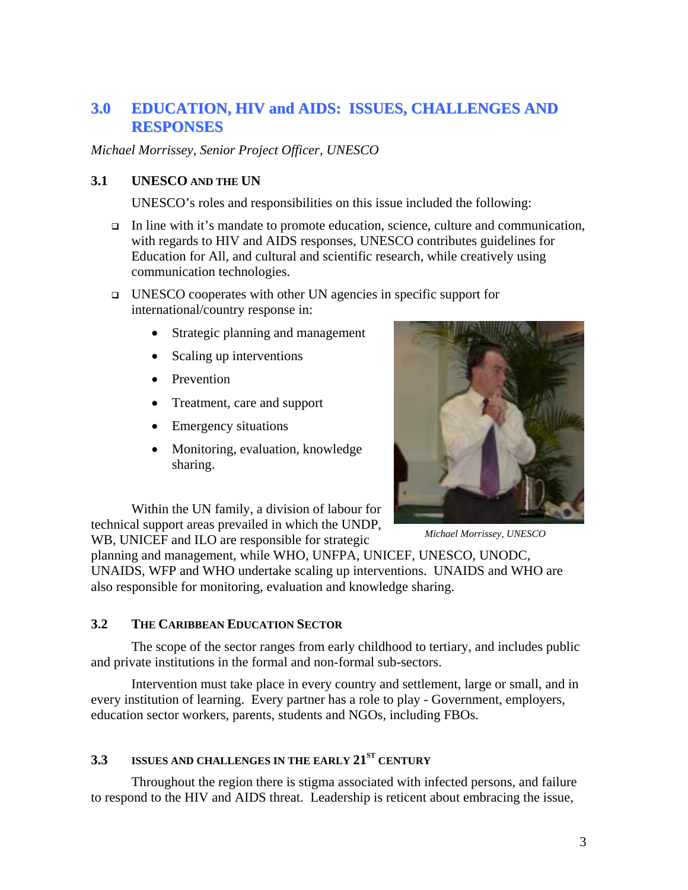## 3.0 EDUCATION, HIV and AIDS: ISSUES, CHALLENGES AND RESPONSES

*Michael Morrissey, Senior Project Officer, UNESCO*

### 3.1 UNESCO AND THE UN

UNESCO's roles and responsibilities on this issue included the following:

- In line with it's mandate to promote education, science, culture and communication, with regards to HIV and AIDS responses, UNESCO contributes guidelines for Education for All, and cultural and scientific research, while creatively using communication technologies.
- UNESCO cooperates with other UN agencies in specific support for international/country response in:
  - Strategic planning and management
  - Scaling up interventions
  - Prevention
  - Treatment, care and support
  - Emergency situations
  - Monitoring, evaluation, knowledge sharing.

*Michael Morrissey, UNESCO*

Within the UN family, a division of labour for technical support areas prevailed in which the UNDP, WB, UNICEF and ILO are responsible for strategic planning and management, while WHO, UNFPA, UNICEF, UNESCO, UNODC, UNAIDS, WFP and WHO undertake scaling up interventions. UNAIDS and WHO are also responsible for monitoring, evaluation and knowledge sharing.

### 3.2 THE CARIBBEAN EDUCATION SECTOR

The scope of the sector ranges from early childhood to tertiary, and includes public and private institutions in the formal and non-formal sub-sectors.

Intervention must take place in every country and settlement, large or small, and in every institution of learning. Every partner has a role to play - Government, employers, education sector workers, parents, students and NGOs, including FBOs.

### 3.3 ISSUES AND CHALLENGES IN THE EARLY 21ST CENTURY

Throughout the region there is stigma associated with infected persons, and failure to respond to the HIV and AIDS threat. Leadership is reticent about embracing the issue,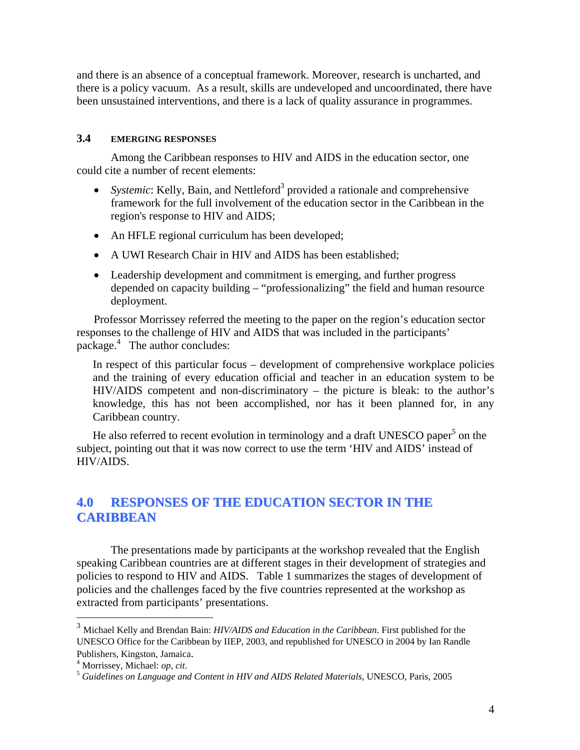and there is an absence of a conceptual framework. Moreover, research is uncharted, and there is a policy vacuum. As a result, skills are undeveloped and uncoordinated, there have been unsustained interventions, and there is a lack of quality assurance in programmes.

### 3.4 EMERGING RESPONSES

Among the Caribbean responses to HIV and AIDS in the education sector, one could cite a number of recent elements:

- *Systemic*: Kelly, Bain, and Nettleford[3] provided a rationale and comprehensive framework for the full involvement of the education sector in the Caribbean in the region's response to HIV and AIDS;
- An HFLE regional curriculum has been developed;
- A UWI Research Chair in HIV and AIDS has been established;
- Leadership development and commitment is emerging, and further progress depended on capacity building – "professionalizing" the field and human resource deployment.

Professor Morrissey referred the meeting to the paper on the region's education sector responses to the challenge of HIV and AIDS that was included in the participants' package.[4] The author concludes:

> In respect of this particular focus – development of comprehensive workplace policies and the training of every education official and teacher in an education system to be HIV/AIDS competent and non-discriminatory – the picture is bleak: to the author's knowledge, this has not been accomplished, nor has it been planned for, in any Caribbean country.

He also referred to recent evolution in terminology and a draft UNESCO paper[5] on the subject, pointing out that it was now correct to use the term 'HIV and AIDS' instead of HIV/AIDS.

## 4.0 RESPONSES OF THE EDUCATION SECTOR IN THE CARIBBEAN

The presentations made by participants at the workshop revealed that the English speaking Caribbean countries are at different stages in their development of strategies and policies to respond to HIV and AIDS. Table 1 summarizes the stages of development of policies and the challenges faced by the five countries represented at the workshop as extracted from participants' presentations.

---

[3] Michael Kelly and Brendan Bain: *HIV/AIDS and Education in the Caribbean*. First published for the UNESCO Office for the Caribbean by IIEP, 2003, and republished for UNESCO in 2004 by Ian Randle Publishers, Kingston, Jamaica.

[4] Morrissey, Michael: *op, cit*.

[5] *Guidelines on Language and Content in HIV and AIDS Related Materials*, UNESCO, Paris, 2005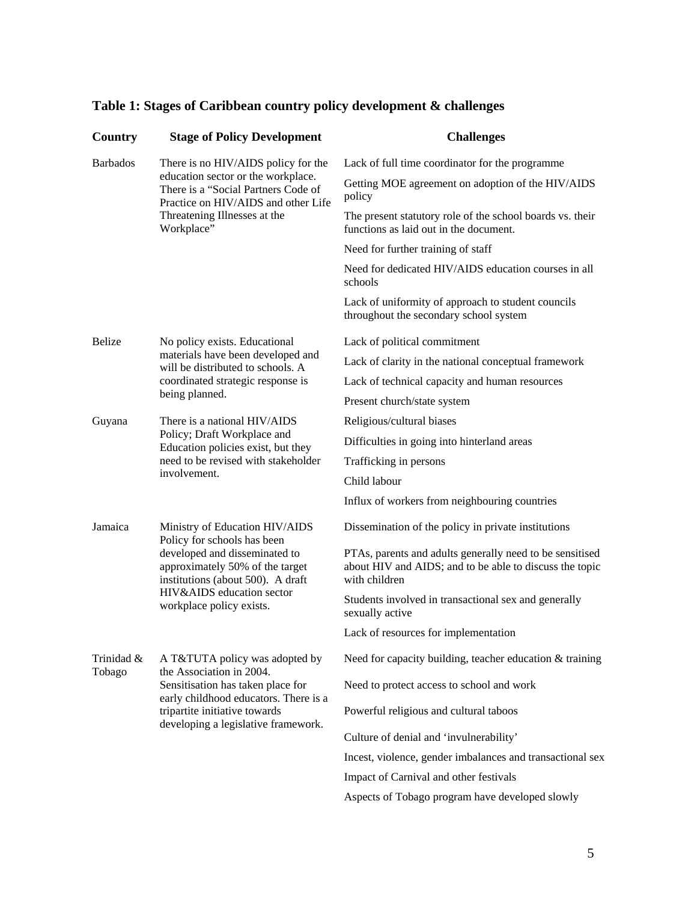**Table 1: Stages of Caribbean country policy development & challenges**

| Country | Stage of Policy Development | Challenges |
|---|---|---|
| Barbados | There is no HIV/AIDS policy for the education sector or the workplace. There is a "Social Partners Code of Practice on HIV/AIDS and other Life Threatening Illnesses at the Workplace" | Lack of full time coordinator for the programme |
| | | Getting MOE agreement on adoption of the HIV/AIDS policy |
| | | The present statutory role of the school boards vs. their functions as laid out in the document. |
| | | Need for further training of staff |
| | | Need for dedicated HIV/AIDS education courses in all schools |
| | | Lack of uniformity of approach to student councils throughout the secondary school system |
| Belize | No policy exists. Educational materials have been developed and will be distributed to schools. A coordinated strategic response is being planned. | Lack of political commitment |
| | | Lack of clarity in the national conceptual framework |
| | | Lack of technical capacity and human resources |
| | | Present church/state system |
| Guyana | There is a national HIV/AIDS Policy; Draft Workplace and Education policies exist, but they need to be revised with stakeholder involvement. | Religious/cultural biases |
| | | Difficulties in going into hinterland areas |
| | | Trafficking in persons |
| | | Child labour |
| | | Influx of workers from neighbouring countries |
| Jamaica | Ministry of Education HIV/AIDS Policy for schools has been developed and disseminated to approximately 50% of the target institutions (about 500). A draft HIV&AIDS education sector workplace policy exists. | Dissemination of the policy in private institutions |
| | | PTAs, parents and adults generally need to be sensitised about HIV and AIDS; and to be able to discuss the topic with children |
| | | Students involved in transactional sex and generally sexually active |
| | | Lack of resources for implementation |
| Trinidad & Tobago | A T&TUTA policy was adopted by the Association in 2004. Sensitisation has taken place for early childhood educators. There is a tripartite initiative towards developing a legislative framework. | Need for capacity building, teacher education & training |
| | | Need to protect access to school and work |
| | | Powerful religious and cultural taboos |
| | | Culture of denial and 'invulnerability' |
| | | Incest, violence, gender imbalances and transactional sex |
| | | Impact of Carnival and other festivals |
| | | Aspects of Tobago program have developed slowly |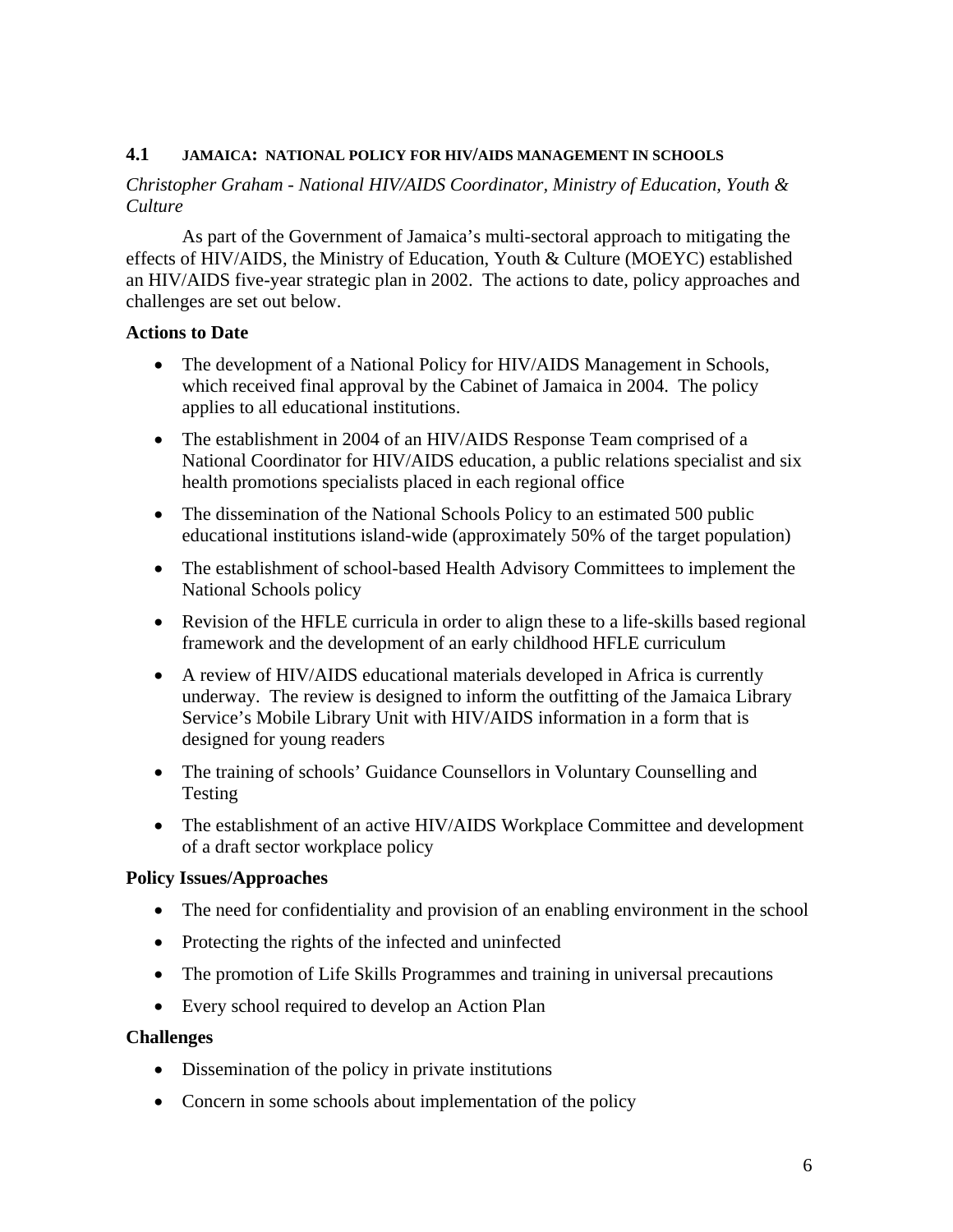## 4.1 JAMAICA: NATIONAL POLICY FOR HIV/AIDS MANAGEMENT IN SCHOOLS

*Christopher Graham - National HIV/AIDS Coordinator, Ministry of Education, Youth & Culture*

As part of the Government of Jamaica's multi-sectoral approach to mitigating the effects of HIV/AIDS, the Ministry of Education, Youth & Culture (MOEYC) established an HIV/AIDS five-year strategic plan in 2002. The actions to date, policy approaches and challenges are set out below.

**Actions to Date**

- The development of a National Policy for HIV/AIDS Management in Schools, which received final approval by the Cabinet of Jamaica in 2004. The policy applies to all educational institutions.
- The establishment in 2004 of an HIV/AIDS Response Team comprised of a National Coordinator for HIV/AIDS education, a public relations specialist and six health promotions specialists placed in each regional office
- The dissemination of the National Schools Policy to an estimated 500 public educational institutions island-wide (approximately 50% of the target population)
- The establishment of school-based Health Advisory Committees to implement the National Schools policy
- Revision of the HFLE curricula in order to align these to a life-skills based regional framework and the development of an early childhood HFLE curriculum
- A review of HIV/AIDS educational materials developed in Africa is currently underway. The review is designed to inform the outfitting of the Jamaica Library Service's Mobile Library Unit with HIV/AIDS information in a form that is designed for young readers
- The training of schools' Guidance Counsellors in Voluntary Counselling and Testing
- The establishment of an active HIV/AIDS Workplace Committee and development of a draft sector workplace policy

**Policy Issues/Approaches**

- The need for confidentiality and provision of an enabling environment in the school
- Protecting the rights of the infected and uninfected
- The promotion of Life Skills Programmes and training in universal precautions
- Every school required to develop an Action Plan

**Challenges**

- Dissemination of the policy in private institutions
- Concern in some schools about implementation of the policy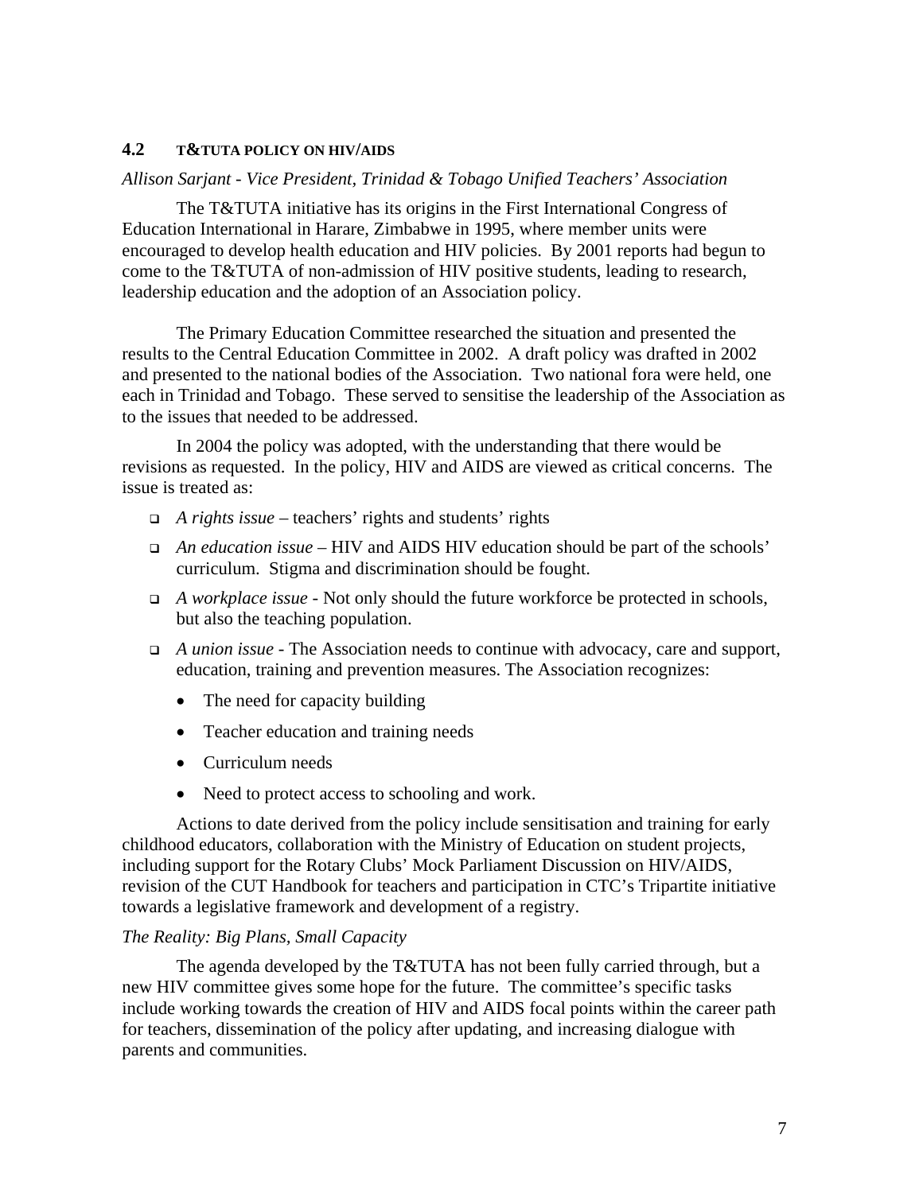### 4.2 T&TUTA POLICY ON HIV/AIDS

*Allison Sarjant - Vice President, Trinidad & Tobago Unified Teachers' Association*

The T&TUTA initiative has its origins in the First International Congress of Education International in Harare, Zimbabwe in 1995, where member units were encouraged to develop health education and HIV policies. By 2001 reports had begun to come to the T&TUTA of non-admission of HIV positive students, leading to research, leadership education and the adoption of an Association policy.

The Primary Education Committee researched the situation and presented the results to the Central Education Committee in 2002. A draft policy was drafted in 2002 and presented to the national bodies of the Association. Two national fora were held, one each in Trinidad and Tobago. These served to sensitise the leadership of the Association as to the issues that needed to be addressed.

In 2004 the policy was adopted, with the understanding that there would be revisions as requested. In the policy, HIV and AIDS are viewed as critical concerns. The issue is treated as:

- *A rights issue* – teachers' rights and students' rights
- *An education issue* – HIV and AIDS HIV education should be part of the schools' curriculum. Stigma and discrimination should be fought.
- *A workplace issue* - Not only should the future workforce be protected in schools, but also the teaching population.
- *A union issue* - The Association needs to continue with advocacy, care and support, education, training and prevention measures. The Association recognizes:
  - The need for capacity building
  - Teacher education and training needs
  - Curriculum needs
  - Need to protect access to schooling and work.

Actions to date derived from the policy include sensitisation and training for early childhood educators, collaboration with the Ministry of Education on student projects, including support for the Rotary Clubs' Mock Parliament Discussion on HIV/AIDS, revision of the CUT Handbook for teachers and participation in CTC's Tripartite initiative towards a legislative framework and development of a registry.

*The Reality: Big Plans, Small Capacity*

The agenda developed by the T&TUTA has not been fully carried through, but a new HIV committee gives some hope for the future. The committee's specific tasks include working towards the creation of HIV and AIDS focal points within the career path for teachers, dissemination of the policy after updating, and increasing dialogue with parents and communities.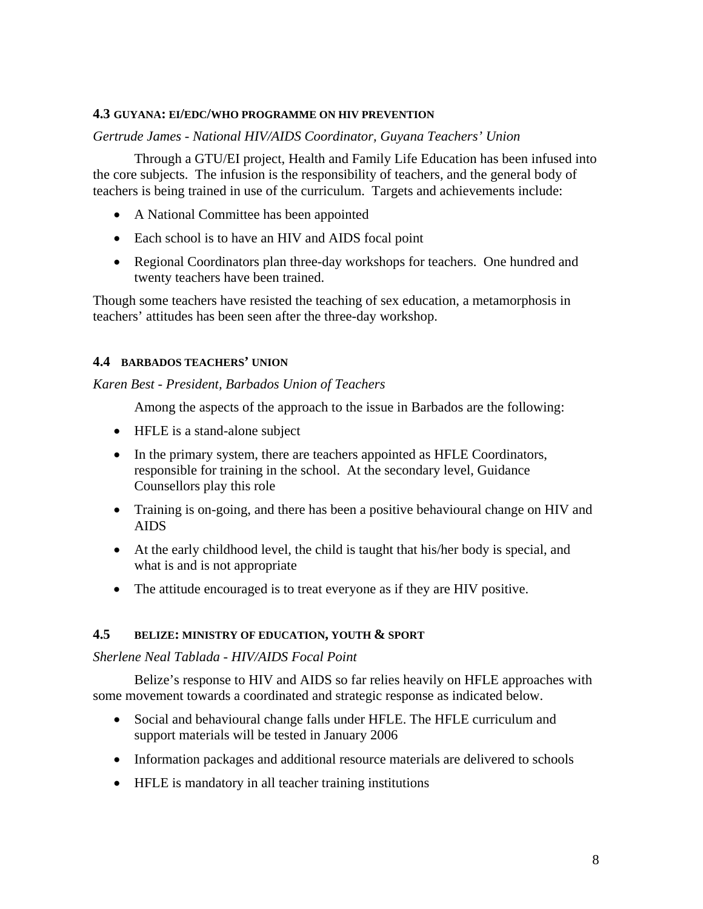### 4.3 GUYANA: EI/EDC/WHO PROGRAMME ON HIV PREVENTION

*Gertrude James - National HIV/AIDS Coordinator, Guyana Teachers' Union*

Through a GTU/EI project, Health and Family Life Education has been infused into the core subjects. The infusion is the responsibility of teachers, and the general body of teachers is being trained in use of the curriculum. Targets and achievements include:

- A National Committee has been appointed
- Each school is to have an HIV and AIDS focal point
- Regional Coordinators plan three-day workshops for teachers. One hundred and twenty teachers have been trained.

Though some teachers have resisted the teaching of sex education, a metamorphosis in teachers' attitudes has been seen after the three-day workshop.

### 4.4 BARBADOS TEACHERS' UNION

*Karen Best - President, Barbados Union of Teachers*

Among the aspects of the approach to the issue in Barbados are the following:

- HFLE is a stand-alone subject
- In the primary system, there are teachers appointed as HFLE Coordinators, responsible for training in the school. At the secondary level, Guidance Counsellors play this role
- Training is on-going, and there has been a positive behavioural change on HIV and AIDS
- At the early childhood level, the child is taught that his/her body is special, and what is and is not appropriate
- The attitude encouraged is to treat everyone as if they are HIV positive.

### 4.5 BELIZE: MINISTRY OF EDUCATION, YOUTH & SPORT

*Sherlene Neal Tablada - HIV/AIDS Focal Point*

Belize's response to HIV and AIDS so far relies heavily on HFLE approaches with some movement towards a coordinated and strategic response as indicated below.

- Social and behavioural change falls under HFLE. The HFLE curriculum and support materials will be tested in January 2006
- Information packages and additional resource materials are delivered to schools
- HFLE is mandatory in all teacher training institutions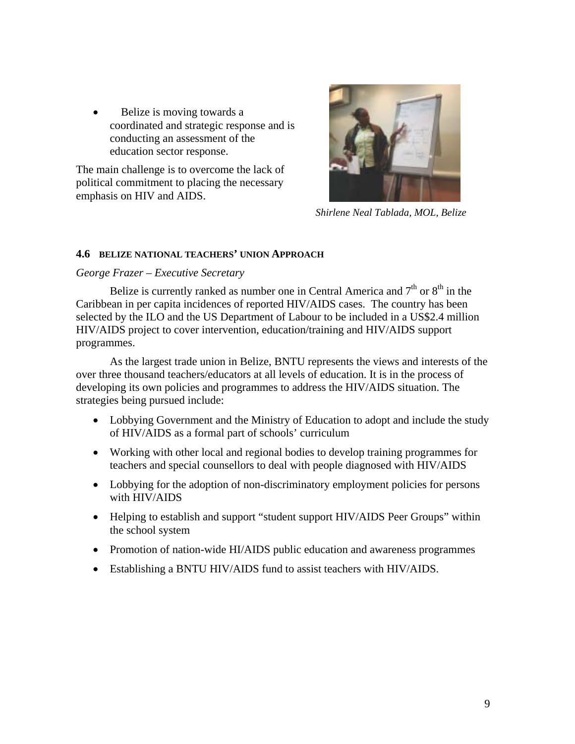- Belize is moving towards a coordinated and strategic response and is conducting an assessment of the education sector response.

The main challenge is to overcome the lack of political commitment to placing the necessary emphasis on HIV and AIDS.

*Shirlene Neal Tablada, MOL, Belize*

### 4.6 BELIZE NATIONAL TEACHERS' UNION APPROACH

*George Frazer – Executive Secretary*

Belize is currently ranked as number one in Central America and 7th or 8th in the Caribbean in per capita incidences of reported HIV/AIDS cases. The country has been selected by the ILO and the US Department of Labour to be included in a US$2.4 million HIV/AIDS project to cover intervention, education/training and HIV/AIDS support programmes.

As the largest trade union in Belize, BNTU represents the views and interests of the over three thousand teachers/educators at all levels of education. It is in the process of developing its own policies and programmes to address the HIV/AIDS situation. The strategies being pursued include:

- Lobbying Government and the Ministry of Education to adopt and include the study of HIV/AIDS as a formal part of schools' curriculum
- Working with other local and regional bodies to develop training programmes for teachers and special counsellors to deal with people diagnosed with HIV/AIDS
- Lobbying for the adoption of non-discriminatory employment policies for persons with HIV/AIDS
- Helping to establish and support "student support HIV/AIDS Peer Groups" within the school system
- Promotion of nation-wide HI/AIDS public education and awareness programmes
- Establishing a BNTU HIV/AIDS fund to assist teachers with HIV/AIDS.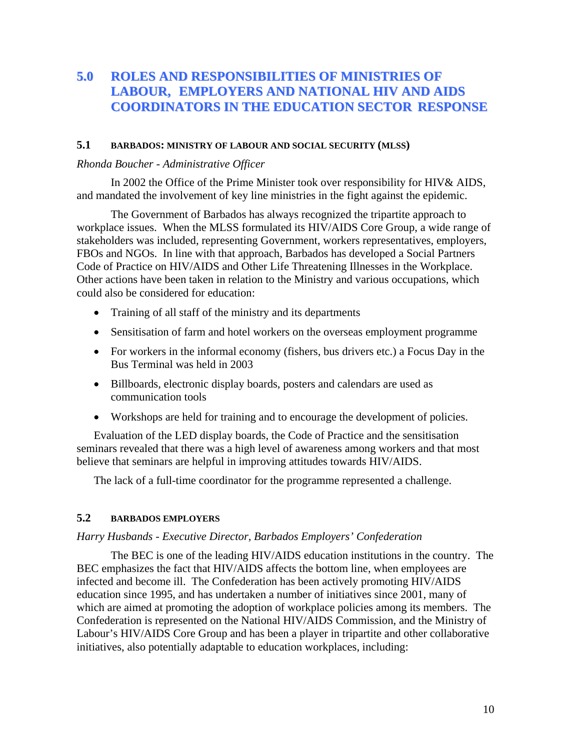# 5.0 ROLES AND RESPONSIBILITIES OF MINISTRIES OF LABOUR, EMPLOYERS AND NATIONAL HIV AND AIDS COORDINATORS IN THE EDUCATION SECTOR RESPONSE

## 5.1 BARBADOS: MINISTRY OF LABOUR AND SOCIAL SECURITY (MLSS)

*Rhonda Boucher - Administrative Officer*

In 2002 the Office of the Prime Minister took over responsibility for HIV& AIDS, and mandated the involvement of key line ministries in the fight against the epidemic.

The Government of Barbados has always recognized the tripartite approach to workplace issues. When the MLSS formulated its HIV/AIDS Core Group, a wide range of stakeholders was included, representing Government, workers representatives, employers, FBOs and NGOs. In line with that approach, Barbados has developed a Social Partners Code of Practice on HIV/AIDS and Other Life Threatening Illnesses in the Workplace. Other actions have been taken in relation to the Ministry and various occupations, which could also be considered for education:

- Training of all staff of the ministry and its departments
- Sensitisation of farm and hotel workers on the overseas employment programme
- For workers in the informal economy (fishers, bus drivers etc.) a Focus Day in the Bus Terminal was held in 2003
- Billboards, electronic display boards, posters and calendars are used as communication tools
- Workshops are held for training and to encourage the development of policies.

Evaluation of the LED display boards, the Code of Practice and the sensitisation seminars revealed that there was a high level of awareness among workers and that most believe that seminars are helpful in improving attitudes towards HIV/AIDS.

The lack of a full-time coordinator for the programme represented a challenge.

## 5.2 BARBADOS EMPLOYERS

*Harry Husbands - Executive Director, Barbados Employers' Confederation*

The BEC is one of the leading HIV/AIDS education institutions in the country. The BEC emphasizes the fact that HIV/AIDS affects the bottom line, when employees are infected and become ill. The Confederation has been actively promoting HIV/AIDS education since 1995, and has undertaken a number of initiatives since 2001, many of which are aimed at promoting the adoption of workplace policies among its members. The Confederation is represented on the National HIV/AIDS Commission, and the Ministry of Labour's HIV/AIDS Core Group and has been a player in tripartite and other collaborative initiatives, also potentially adaptable to education workplaces, including: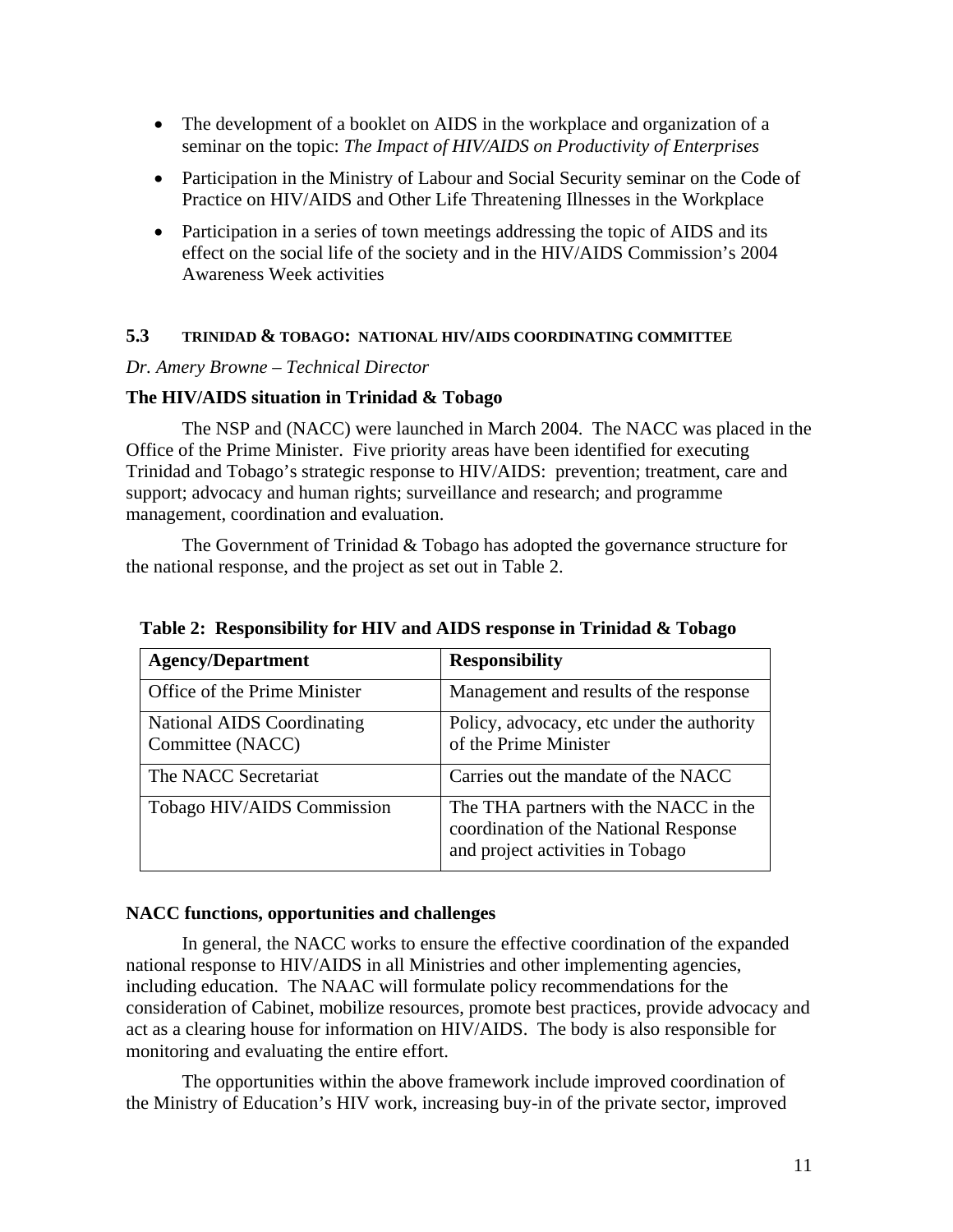- The development of a booklet on AIDS in the workplace and organization of a seminar on the topic: *The Impact of HIV/AIDS on Productivity of Enterprises*
- Participation in the Ministry of Labour and Social Security seminar on the Code of Practice on HIV/AIDS and Other Life Threatening Illnesses in the Workplace
- Participation in a series of town meetings addressing the topic of AIDS and its effect on the social life of the society and in the HIV/AIDS Commission's 2004 Awareness Week activities

### 5.3 TRINIDAD & TOBAGO: NATIONAL HIV/AIDS COORDINATING COMMITTEE

*Dr. Amery Browne – Technical Director*

**The HIV/AIDS situation in Trinidad & Tobago**

The NSP and (NACC) were launched in March 2004. The NACC was placed in the Office of the Prime Minister. Five priority areas have been identified for executing Trinidad and Tobago's strategic response to HIV/AIDS: prevention; treatment, care and support; advocacy and human rights; surveillance and research; and programme management, coordination and evaluation.

The Government of Trinidad & Tobago has adopted the governance structure for the national response, and the project as set out in Table 2.

**Table 2: Responsibility for HIV and AIDS response in Trinidad & Tobago**

| Agency/Department | Responsibility |
|---|---|
| Office of the Prime Minister | Management and results of the response |
| National AIDS Coordinating Committee (NACC) | Policy, advocacy, etc under the authority of the Prime Minister |
| The NACC Secretariat | Carries out the mandate of the NACC |
| Tobago HIV/AIDS Commission | The THA partners with the NACC in the coordination of the National Response and project activities in Tobago |

**NACC functions, opportunities and challenges**

In general, the NACC works to ensure the effective coordination of the expanded national response to HIV/AIDS in all Ministries and other implementing agencies, including education. The NAAC will formulate policy recommendations for the consideration of Cabinet, mobilize resources, promote best practices, provide advocacy and act as a clearing house for information on HIV/AIDS. The body is also responsible for monitoring and evaluating the entire effort.

The opportunities within the above framework include improved coordination of the Ministry of Education's HIV work, increasing buy-in of the private sector, improved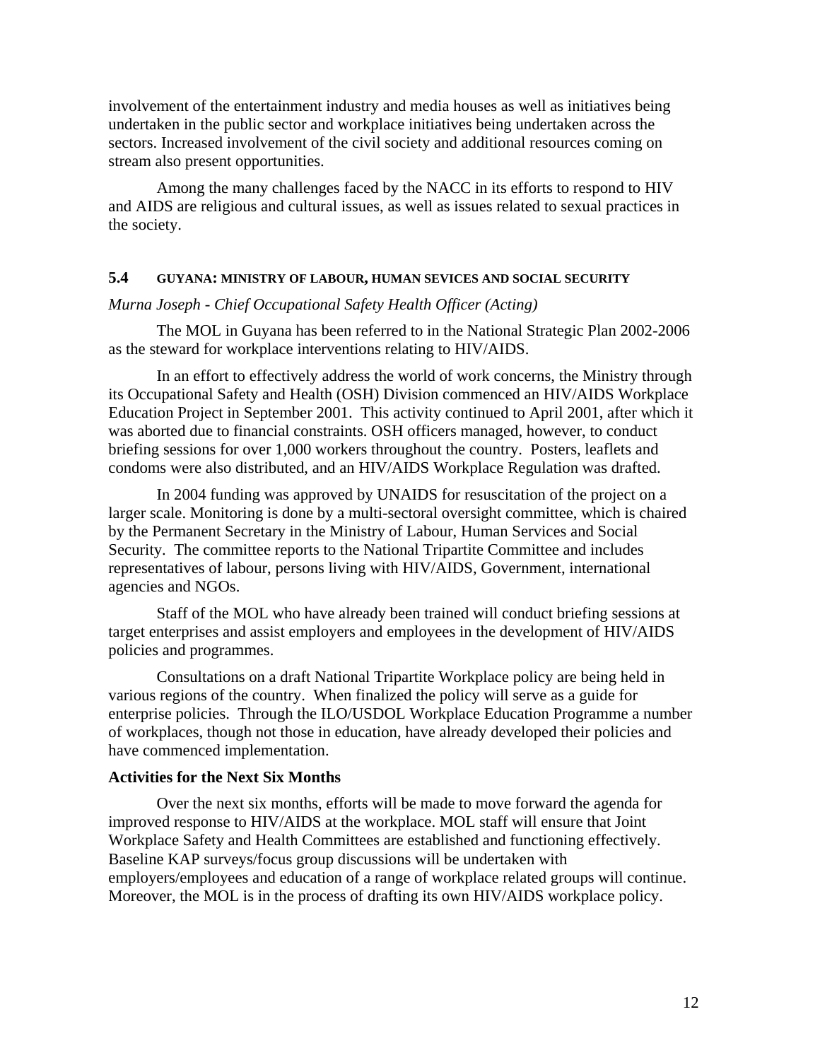involvement of the entertainment industry and media houses as well as initiatives being undertaken in the public sector and workplace initiatives being undertaken across the sectors. Increased involvement of the civil society and additional resources coming on stream also present opportunities.

Among the many challenges faced by the NACC in its efforts to respond to HIV and AIDS are religious and cultural issues, as well as issues related to sexual practices in the society.

### 5.4 GUYANA: MINISTRY OF LABOUR, HUMAN SEVICES AND SOCIAL SECURITY

*Murna Joseph - Chief Occupational Safety Health Officer (Acting)*

The MOL in Guyana has been referred to in the National Strategic Plan 2002-2006 as the steward for workplace interventions relating to HIV/AIDS.

In an effort to effectively address the world of work concerns, the Ministry through its Occupational Safety and Health (OSH) Division commenced an HIV/AIDS Workplace Education Project in September 2001. This activity continued to April 2001, after which it was aborted due to financial constraints. OSH officers managed, however, to conduct briefing sessions for over 1,000 workers throughout the country. Posters, leaflets and condoms were also distributed, and an HIV/AIDS Workplace Regulation was drafted.

In 2004 funding was approved by UNAIDS for resuscitation of the project on a larger scale. Monitoring is done by a multi-sectoral oversight committee, which is chaired by the Permanent Secretary in the Ministry of Labour, Human Services and Social Security. The committee reports to the National Tripartite Committee and includes representatives of labour, persons living with HIV/AIDS, Government, international agencies and NGOs.

Staff of the MOL who have already been trained will conduct briefing sessions at target enterprises and assist employers and employees in the development of HIV/AIDS policies and programmes.

Consultations on a draft National Tripartite Workplace policy are being held in various regions of the country. When finalized the policy will serve as a guide for enterprise policies. Through the ILO/USDOL Workplace Education Programme a number of workplaces, though not those in education, have already developed their policies and have commenced implementation.

**Activities for the Next Six Months**

Over the next six months, efforts will be made to move forward the agenda for improved response to HIV/AIDS at the workplace. MOL staff will ensure that Joint Workplace Safety and Health Committees are established and functioning effectively. Baseline KAP surveys/focus group discussions will be undertaken with employers/employees and education of a range of workplace related groups will continue. Moreover, the MOL is in the process of drafting its own HIV/AIDS workplace policy.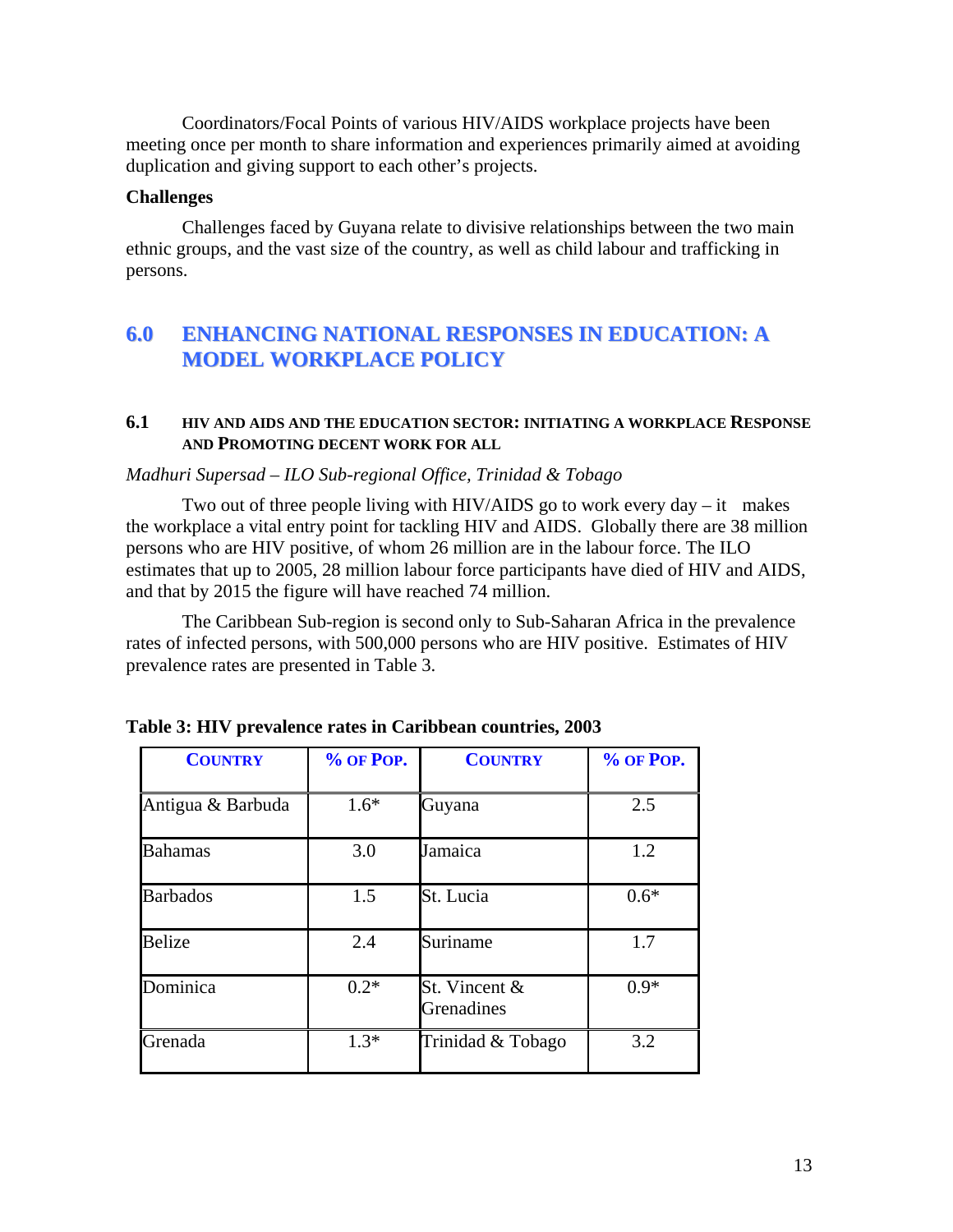Coordinators/Focal Points of various HIV/AIDS workplace projects have been meeting once per month to share information and experiences primarily aimed at avoiding duplication and giving support to each other's projects.

**Challenges**

Challenges faced by Guyana relate to divisive relationships between the two main ethnic groups, and the vast size of the country, as well as child labour and trafficking in persons.

# 6.0 ENHANCING NATIONAL RESPONSES IN EDUCATION: A MODEL WORKPLACE POLICY

## 6.1 HIV AND AIDS AND THE EDUCATION SECTOR: INITIATING A WORKPLACE RESPONSE AND PROMOTING DECENT WORK FOR ALL

*Madhuri Supersad – ILO Sub-regional Office, Trinidad & Tobago*

Two out of three people living with HIV/AIDS go to work every day – it makes the workplace a vital entry point for tackling HIV and AIDS. Globally there are 38 million persons who are HIV positive, of whom 26 million are in the labour force. The ILO estimates that up to 2005, 28 million labour force participants have died of HIV and AIDS, and that by 2015 the figure will have reached 74 million.

The Caribbean Sub-region is second only to Sub-Saharan Africa in the prevalence rates of infected persons, with 500,000 persons who are HIV positive. Estimates of HIV prevalence rates are presented in Table 3.

**Table 3: HIV prevalence rates in Caribbean countries, 2003**

| COUNTRY | % OF POP. | COUNTRY | % OF POP. |
|---|---|---|---|
| Antigua & Barbuda | 1.6* | Guyana | 2.5 |
| Bahamas | 3.0 | Jamaica | 1.2 |
| Barbados | 1.5 | St. Lucia | 0.6* |
| Belize | 2.4 | Suriname | 1.7 |
| Dominica | 0.2* | St. Vincent & Grenadines | 0.9* |
| Grenada | 1.3* | Trinidad & Tobago | 3.2 |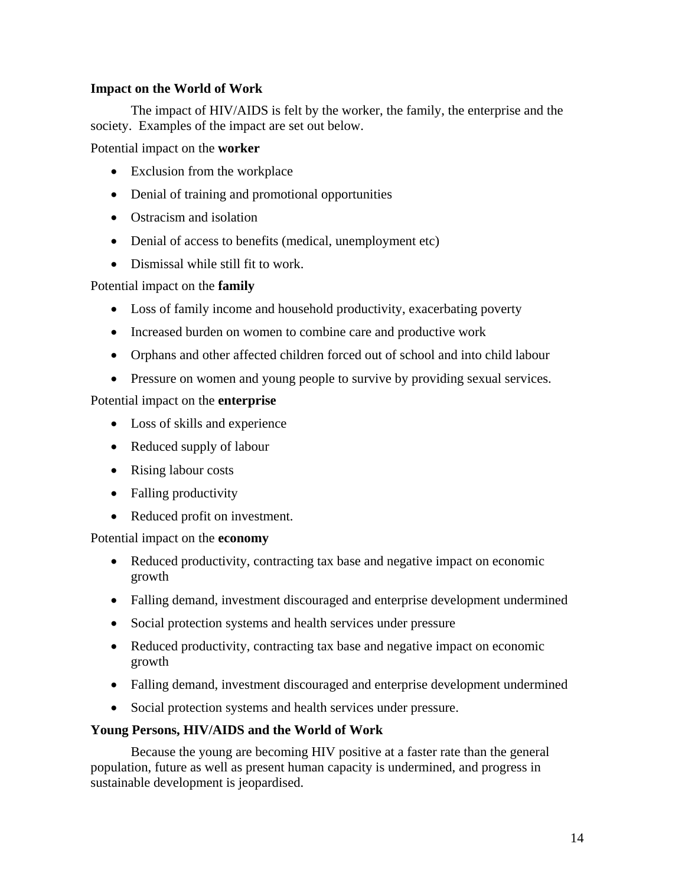**Impact on the World of Work**

The impact of HIV/AIDS is felt by the worker, the family, the enterprise and the society. Examples of the impact are set out below.

Potential impact on the **worker**

- Exclusion from the workplace
- Denial of training and promotional opportunities
- Ostracism and isolation
- Denial of access to benefits (medical, unemployment etc)
- Dismissal while still fit to work.

Potential impact on the **family**

- Loss of family income and household productivity, exacerbating poverty
- Increased burden on women to combine care and productive work
- Orphans and other affected children forced out of school and into child labour
- Pressure on women and young people to survive by providing sexual services.

Potential impact on the **enterprise**

- Loss of skills and experience
- Reduced supply of labour
- Rising labour costs
- Falling productivity
- Reduced profit on investment.

Potential impact on the **economy**

- Reduced productivity, contracting tax base and negative impact on economic growth
- Falling demand, investment discouraged and enterprise development undermined
- Social protection systems and health services under pressure
- Reduced productivity, contracting tax base and negative impact on economic growth
- Falling demand, investment discouraged and enterprise development undermined
- Social protection systems and health services under pressure.

**Young Persons, HIV/AIDS and the World of Work**

Because the young are becoming HIV positive at a faster rate than the general population, future as well as present human capacity is undermined, and progress in sustainable development is jeopardised.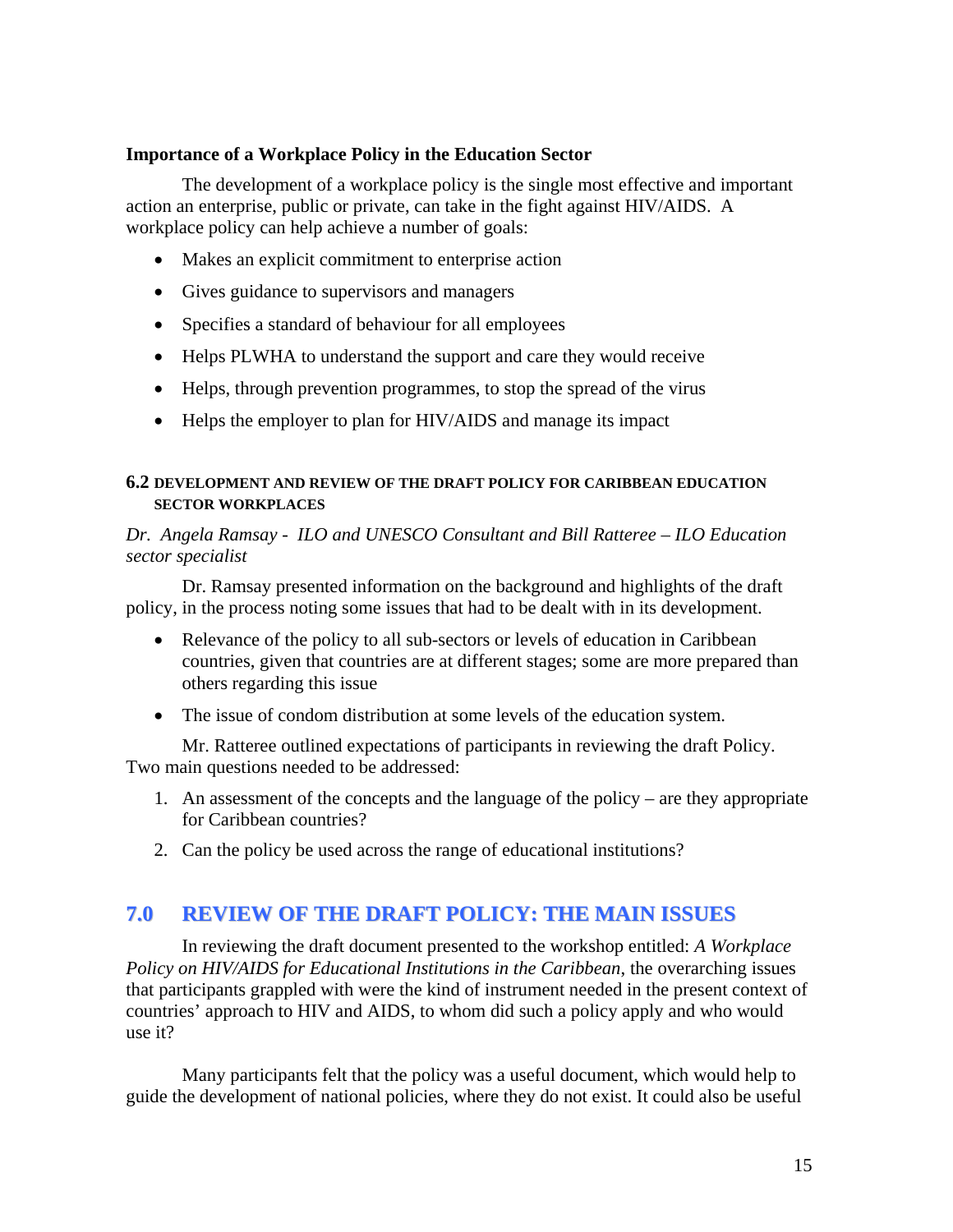**Importance of a Workplace Policy in the Education Sector**

The development of a workplace policy is the single most effective and important action an enterprise, public or private, can take in the fight against HIV/AIDS. A workplace policy can help achieve a number of goals:

- Makes an explicit commitment to enterprise action
- Gives guidance to supervisors and managers
- Specifies a standard of behaviour for all employees
- Helps PLWHA to understand the support and care they would receive
- Helps, through prevention programmes, to stop the spread of the virus
- Helps the employer to plan for HIV/AIDS and manage its impact

### 6.2 DEVELOPMENT AND REVIEW OF THE DRAFT POLICY FOR CARIBBEAN EDUCATION SECTOR WORKPLACES

*Dr. Angela Ramsay - ILO and UNESCO Consultant and Bill Ratteree – ILO Education sector specialist*

Dr. Ramsay presented information on the background and highlights of the draft policy, in the process noting some issues that had to be dealt with in its development.

- Relevance of the policy to all sub-sectors or levels of education in Caribbean countries, given that countries are at different stages; some are more prepared than others regarding this issue
- The issue of condom distribution at some levels of the education system.

Mr. Ratteree outlined expectations of participants in reviewing the draft Policy. Two main questions needed to be addressed:

1. An assessment of the concepts and the language of the policy – are they appropriate for Caribbean countries?
2. Can the policy be used across the range of educational institutions?

## 7.0 REVIEW OF THE DRAFT POLICY: THE MAIN ISSUES

In reviewing the draft document presented to the workshop entitled: *A Workplace Policy on HIV/AIDS for Educational Institutions in the Caribbean*, the overarching issues that participants grappled with were the kind of instrument needed in the present context of countries' approach to HIV and AIDS, to whom did such a policy apply and who would use it?

Many participants felt that the policy was a useful document, which would help to guide the development of national policies, where they do not exist. It could also be useful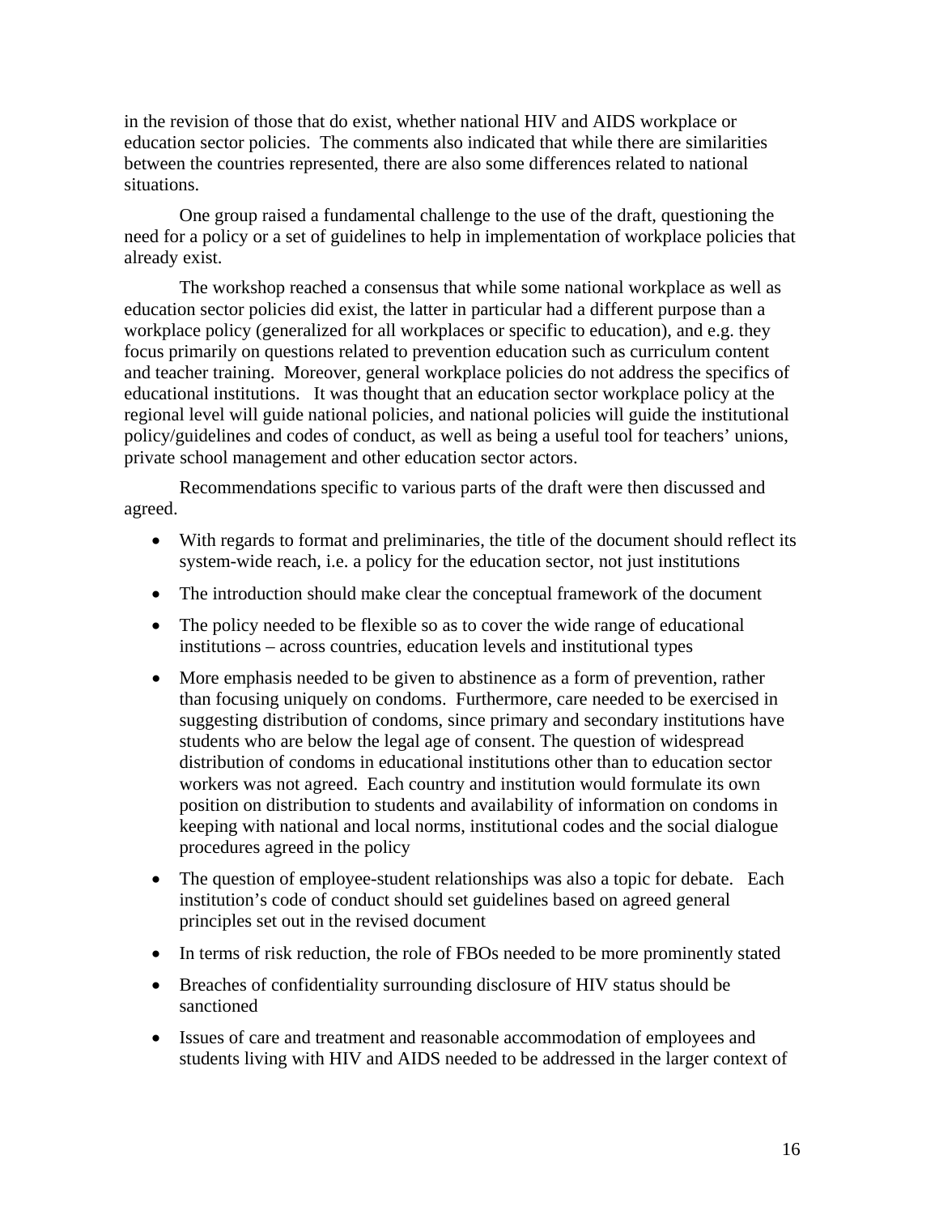in the revision of those that do exist, whether national HIV and AIDS workplace or education sector policies. The comments also indicated that while there are similarities between the countries represented, there are also some differences related to national situations.

One group raised a fundamental challenge to the use of the draft, questioning the need for a policy or a set of guidelines to help in implementation of workplace policies that already exist.

The workshop reached a consensus that while some national workplace as well as education sector policies did exist, the latter in particular had a different purpose than a workplace policy (generalized for all workplaces or specific to education), and e.g. they focus primarily on questions related to prevention education such as curriculum content and teacher training. Moreover, general workplace policies do not address the specifics of educational institutions. It was thought that an education sector workplace policy at the regional level will guide national policies, and national policies will guide the institutional policy/guidelines and codes of conduct, as well as being a useful tool for teachers' unions, private school management and other education sector actors.

Recommendations specific to various parts of the draft were then discussed and agreed.

- With regards to format and preliminaries, the title of the document should reflect its system-wide reach, i.e. a policy for the education sector, not just institutions
- The introduction should make clear the conceptual framework of the document
- The policy needed to be flexible so as to cover the wide range of educational institutions – across countries, education levels and institutional types
- More emphasis needed to be given to abstinence as a form of prevention, rather than focusing uniquely on condoms. Furthermore, care needed to be exercised in suggesting distribution of condoms, since primary and secondary institutions have students who are below the legal age of consent. The question of widespread distribution of condoms in educational institutions other than to education sector workers was not agreed. Each country and institution would formulate its own position on distribution to students and availability of information on condoms in keeping with national and local norms, institutional codes and the social dialogue procedures agreed in the policy
- The question of employee-student relationships was also a topic for debate. Each institution's code of conduct should set guidelines based on agreed general principles set out in the revised document
- In terms of risk reduction, the role of FBOs needed to be more prominently stated
- Breaches of confidentiality surrounding disclosure of HIV status should be sanctioned
- Issues of care and treatment and reasonable accommodation of employees and students living with HIV and AIDS needed to be addressed in the larger context of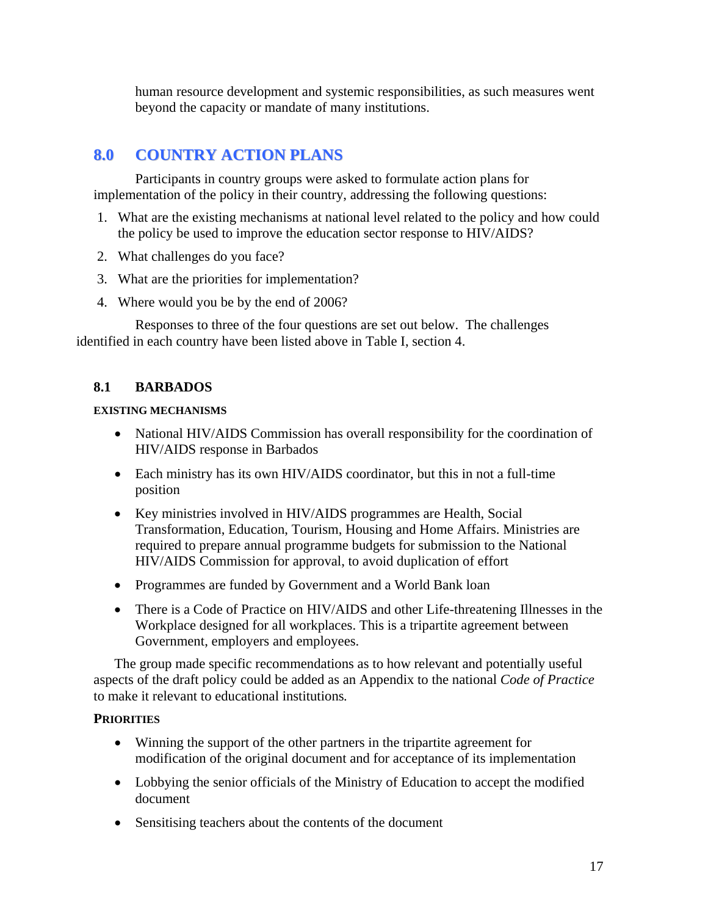human resource development and systemic responsibilities, as such measures went beyond the capacity or mandate of many institutions.

## 8.0 COUNTRY ACTION PLANS

Participants in country groups were asked to formulate action plans for implementation of the policy in their country, addressing the following questions:

1. What are the existing mechanisms at national level related to the policy and how could the policy be used to improve the education sector response to HIV/AIDS?
2. What challenges do you face?
3. What are the priorities for implementation?
4. Where would you be by the end of 2006?

Responses to three of the four questions are set out below. The challenges identified in each country have been listed above in Table I, section 4.

### 8.1 BARBADOS

**EXISTING MECHANISMS**

- National HIV/AIDS Commission has overall responsibility for the coordination of HIV/AIDS response in Barbados
- Each ministry has its own HIV/AIDS coordinator, but this in not a full-time position
- Key ministries involved in HIV/AIDS programmes are Health, Social Transformation, Education, Tourism, Housing and Home Affairs. Ministries are required to prepare annual programme budgets for submission to the National HIV/AIDS Commission for approval, to avoid duplication of effort
- Programmes are funded by Government and a World Bank loan
- There is a Code of Practice on HIV/AIDS and other Life-threatening Illnesses in the Workplace designed for all workplaces. This is a tripartite agreement between Government, employers and employees.

The group made specific recommendations as to how relevant and potentially useful aspects of the draft policy could be added as an Appendix to the national *Code of Practice* to make it relevant to educational institutions.

**PRIORITIES**

- Winning the support of the other partners in the tripartite agreement for modification of the original document and for acceptance of its implementation
- Lobbying the senior officials of the Ministry of Education to accept the modified document
- Sensitising teachers about the contents of the document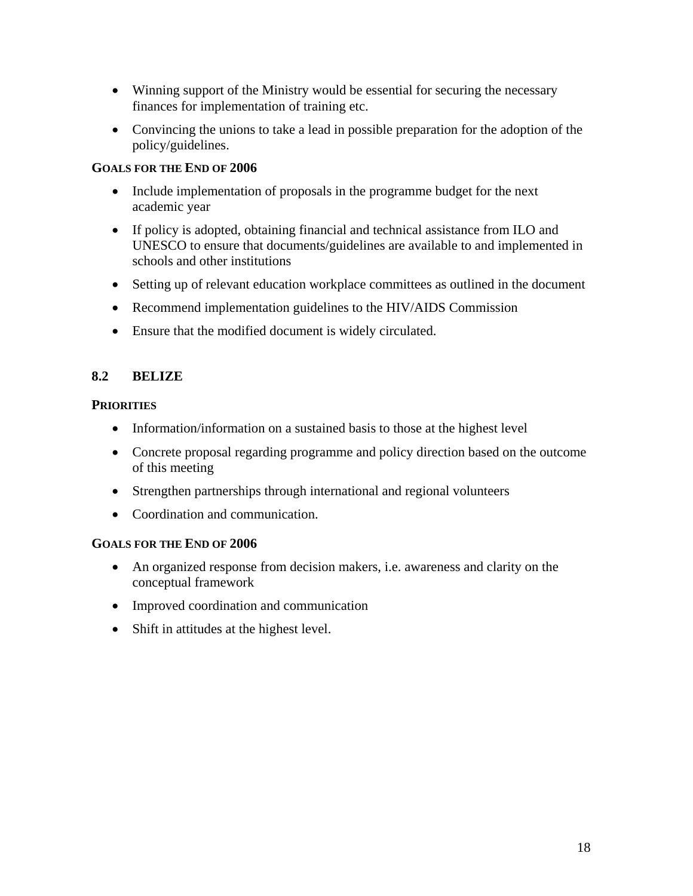- Winning support of the Ministry would be essential for securing the necessary finances for implementation of training etc.
- Convincing the unions to take a lead in possible preparation for the adoption of the policy/guidelines.

**GOALS FOR THE END OF 2006**

- Include implementation of proposals in the programme budget for the next academic year
- If policy is adopted, obtaining financial and technical assistance from ILO and UNESCO to ensure that documents/guidelines are available to and implemented in schools and other institutions
- Setting up of relevant education workplace committees as outlined in the document
- Recommend implementation guidelines to the HIV/AIDS Commission
- Ensure that the modified document is widely circulated.

## 8.2 BELIZE

**PRIORITIES**

- Information/information on a sustained basis to those at the highest level
- Concrete proposal regarding programme and policy direction based on the outcome of this meeting
- Strengthen partnerships through international and regional volunteers
- Coordination and communication.

**GOALS FOR THE END OF 2006**

- An organized response from decision makers, i.e. awareness and clarity on the conceptual framework
- Improved coordination and communication
- Shift in attitudes at the highest level.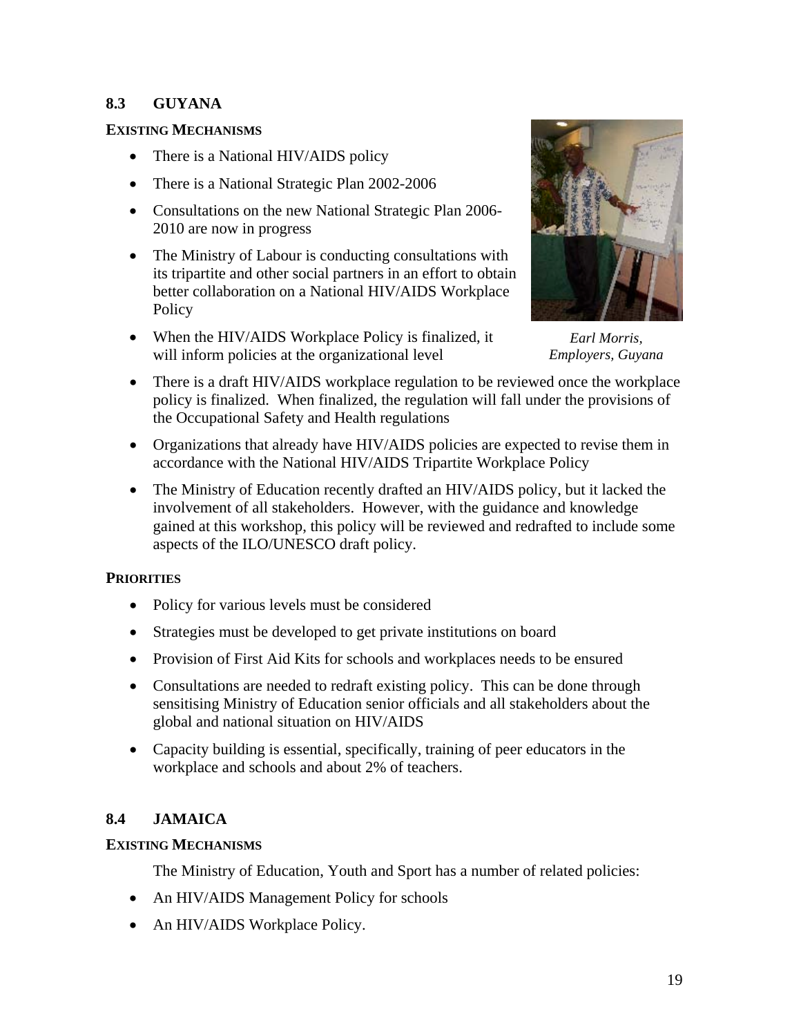## 8.3 GUYANA

**EXISTING MECHANISMS**

- There is a National HIV/AIDS policy
- There is a National Strategic Plan 2002-2006
- Consultations on the new National Strategic Plan 2006-2010 are now in progress
- The Ministry of Labour is conducting consultations with its tripartite and other social partners in an effort to obtain better collaboration on a National HIV/AIDS Workplace Policy
- When the HIV/AIDS Workplace Policy is finalized, it will inform policies at the organizational level

*Earl Morris, Employers, Guyana*

- There is a draft HIV/AIDS workplace regulation to be reviewed once the workplace policy is finalized. When finalized, the regulation will fall under the provisions of the Occupational Safety and Health regulations
- Organizations that already have HIV/AIDS policies are expected to revise them in accordance with the National HIV/AIDS Tripartite Workplace Policy
- The Ministry of Education recently drafted an HIV/AIDS policy, but it lacked the involvement of all stakeholders. However, with the guidance and knowledge gained at this workshop, this policy will be reviewed and redrafted to include some aspects of the ILO/UNESCO draft policy.

**PRIORITIES**

- Policy for various levels must be considered
- Strategies must be developed to get private institutions on board
- Provision of First Aid Kits for schools and workplaces needs to be ensured
- Consultations are needed to redraft existing policy. This can be done through sensitising Ministry of Education senior officials and all stakeholders about the global and national situation on HIV/AIDS
- Capacity building is essential, specifically, training of peer educators in the workplace and schools and about 2% of teachers.

## 8.4 JAMAICA

**EXISTING MECHANISMS**

The Ministry of Education, Youth and Sport has a number of related policies:

- An HIV/AIDS Management Policy for schools
- An HIV/AIDS Workplace Policy.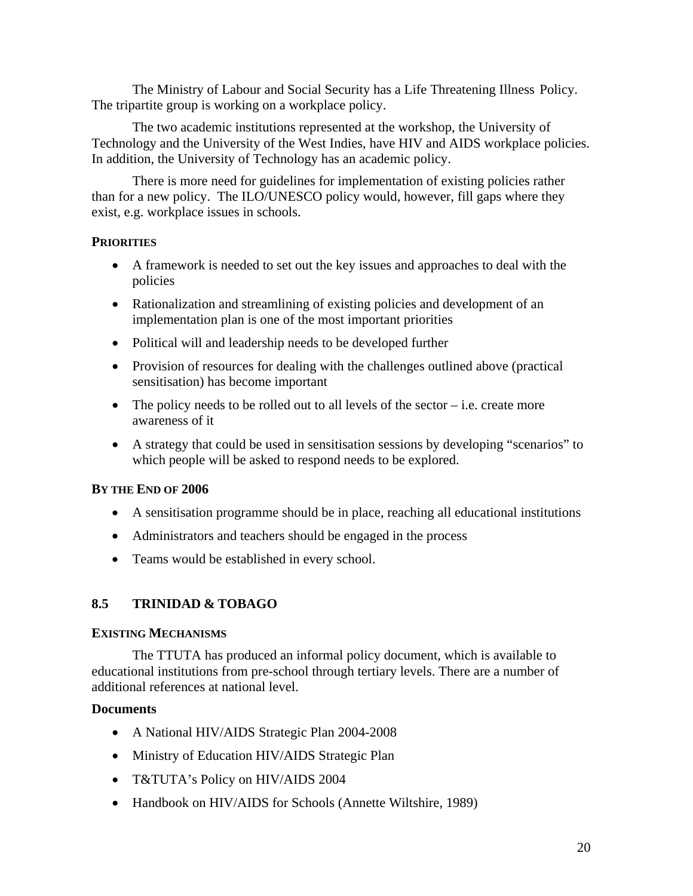The Ministry of Labour and Social Security has a Life Threatening Illness Policy. The tripartite group is working on a workplace policy.

The two academic institutions represented at the workshop, the University of Technology and the University of the West Indies, have HIV and AIDS workplace policies. In addition, the University of Technology has an academic policy.

There is more need for guidelines for implementation of existing policies rather than for a new policy. The ILO/UNESCO policy would, however, fill gaps where they exist, e.g. workplace issues in schools.

#### PRIORITIES

- A framework is needed to set out the key issues and approaches to deal with the policies
- Rationalization and streamlining of existing policies and development of an implementation plan is one of the most important priorities
- Political will and leadership needs to be developed further
- Provision of resources for dealing with the challenges outlined above (practical sensitisation) has become important
- The policy needs to be rolled out to all levels of the sector – i.e. create more awareness of it
- A strategy that could be used in sensitisation sessions by developing "scenarios" to which people will be asked to respond needs to be explored.

#### BY THE END OF 2006

- A sensitisation programme should be in place, reaching all educational institutions
- Administrators and teachers should be engaged in the process
- Teams would be established in every school.

## 8.5 TRINIDAD & TOBAGO

#### EXISTING MECHANISMS

The TTUTA has produced an informal policy document, which is available to educational institutions from pre-school through tertiary levels. There are a number of additional references at national level.

**Documents**

- A National HIV/AIDS Strategic Plan 2004-2008
- Ministry of Education HIV/AIDS Strategic Plan
- T&TUTA's Policy on HIV/AIDS 2004
- Handbook on HIV/AIDS for Schools (Annette Wiltshire, 1989)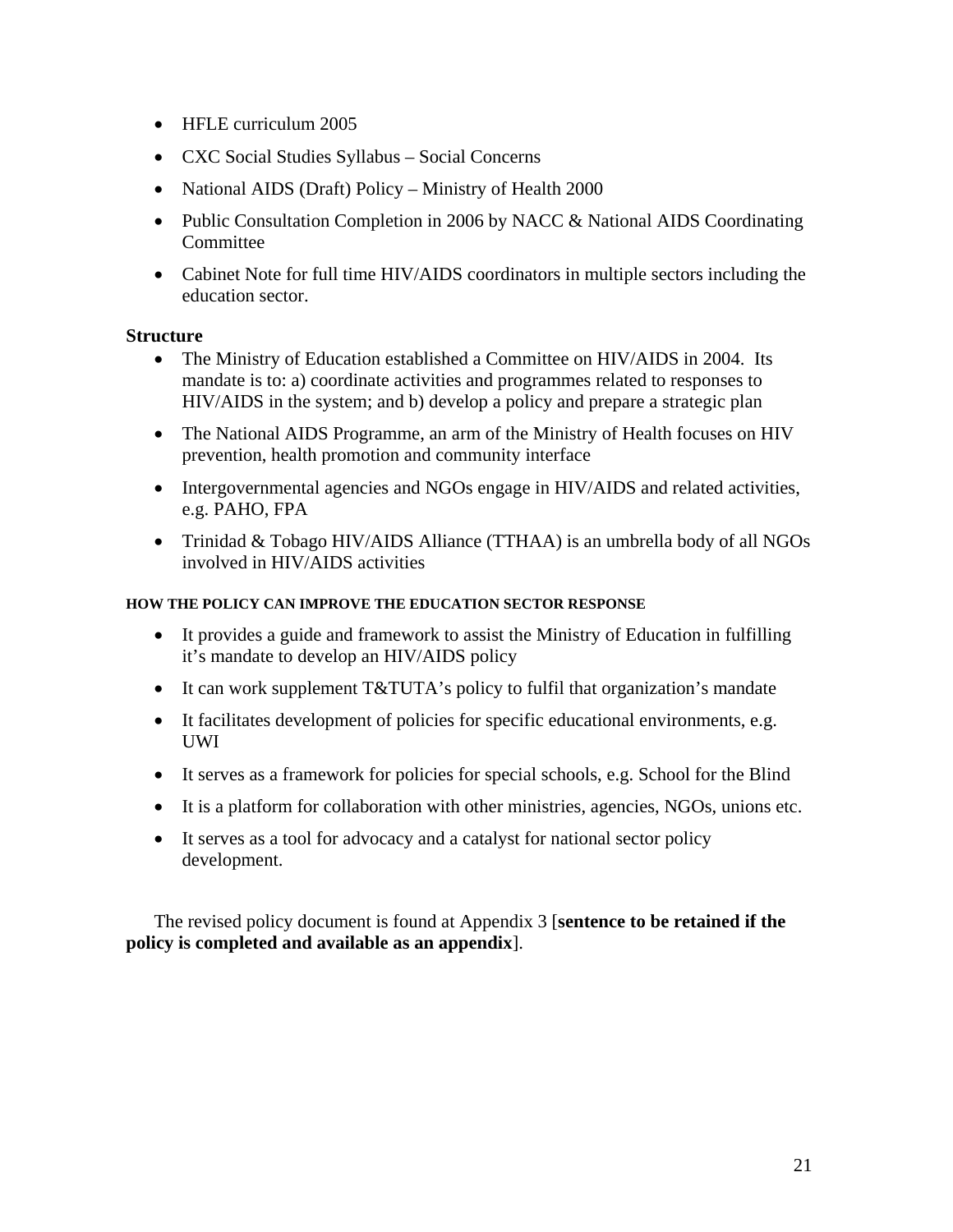- HFLE curriculum 2005
- CXC Social Studies Syllabus – Social Concerns
- National AIDS (Draft) Policy – Ministry of Health 2000
- Public Consultation Completion in 2006 by NACC & National AIDS Coordinating Committee
- Cabinet Note for full time HIV/AIDS coordinators in multiple sectors including the education sector.

**Structure**

- The Ministry of Education established a Committee on HIV/AIDS in 2004. Its mandate is to: a) coordinate activities and programmes related to responses to HIV/AIDS in the system; and b) develop a policy and prepare a strategic plan
- The National AIDS Programme, an arm of the Ministry of Health focuses on HIV prevention, health promotion and community interface
- Intergovernmental agencies and NGOs engage in HIV/AIDS and related activities, e.g. PAHO, FPA
- Trinidad & Tobago HIV/AIDS Alliance (TTHAA) is an umbrella body of all NGOs involved in HIV/AIDS activities

**HOW THE POLICY CAN IMPROVE THE EDUCATION SECTOR RESPONSE**

- It provides a guide and framework to assist the Ministry of Education in fulfilling it's mandate to develop an HIV/AIDS policy
- It can work supplement T&TUTA's policy to fulfil that organization's mandate
- It facilitates development of policies for specific educational environments, e.g. UWI
- It serves as a framework for policies for special schools, e.g. School for the Blind
- It is a platform for collaboration with other ministries, agencies, NGOs, unions etc.
- It serves as a tool for advocacy and a catalyst for national sector policy development.

The revised policy document is found at Appendix 3 [**sentence to be retained if the policy is completed and available as an appendix**].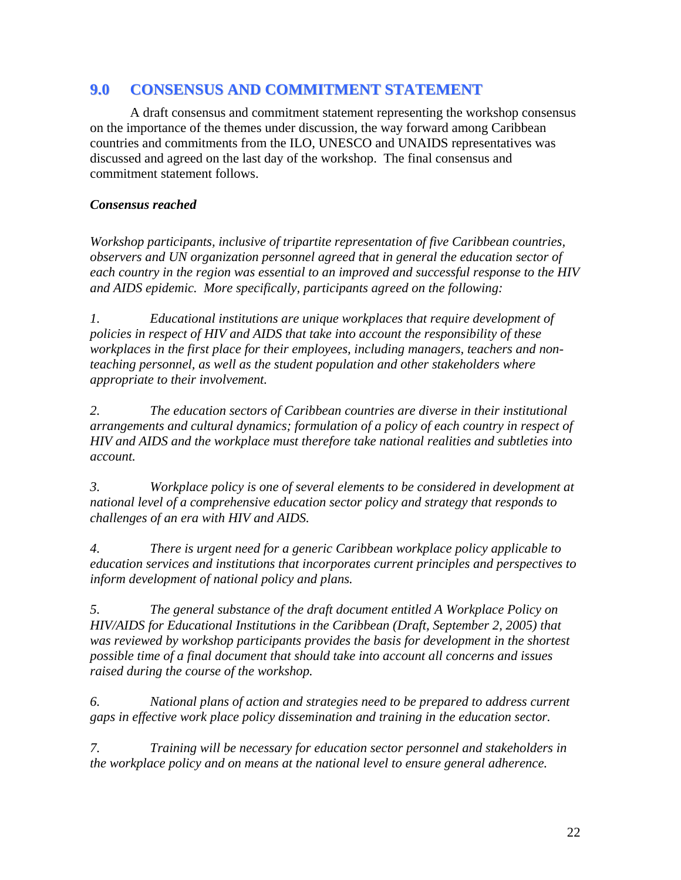## 9.0 CONSENSUS AND COMMITMENT STATEMENT

A draft consensus and commitment statement representing the workshop consensus on the importance of the themes under discussion, the way forward among Caribbean countries and commitments from the ILO, UNESCO and UNAIDS representatives was discussed and agreed on the last day of the workshop. The final consensus and commitment statement follows.

***Consensus reached***

*Workshop participants, inclusive of tripartite representation of five Caribbean countries, observers and UN organization personnel agreed that in general the education sector of each country in the region was essential to an improved and successful response to the HIV and AIDS epidemic. More specifically, participants agreed on the following:*

*1. Educational institutions are unique workplaces that require development of policies in respect of HIV and AIDS that take into account the responsibility of these workplaces in the first place for their employees, including managers, teachers and non-teaching personnel, as well as the student population and other stakeholders where appropriate to their involvement.*

*2. The education sectors of Caribbean countries are diverse in their institutional arrangements and cultural dynamics; formulation of a policy of each country in respect of HIV and AIDS and the workplace must therefore take national realities and subtleties into account.*

*3. Workplace policy is one of several elements to be considered in development at national level of a comprehensive education sector policy and strategy that responds to challenges of an era with HIV and AIDS.*

*4. There is urgent need for a generic Caribbean workplace policy applicable to education services and institutions that incorporates current principles and perspectives to inform development of national policy and plans.*

*5. The general substance of the draft document entitled A Workplace Policy on HIV/AIDS for Educational Institutions in the Caribbean (Draft, September 2, 2005) that was reviewed by workshop participants provides the basis for development in the shortest possible time of a final document that should take into account all concerns and issues raised during the course of the workshop.*

*6. National plans of action and strategies need to be prepared to address current gaps in effective work place policy dissemination and training in the education sector.*

*7. Training will be necessary for education sector personnel and stakeholders in the workplace policy and on means at the national level to ensure general adherence.*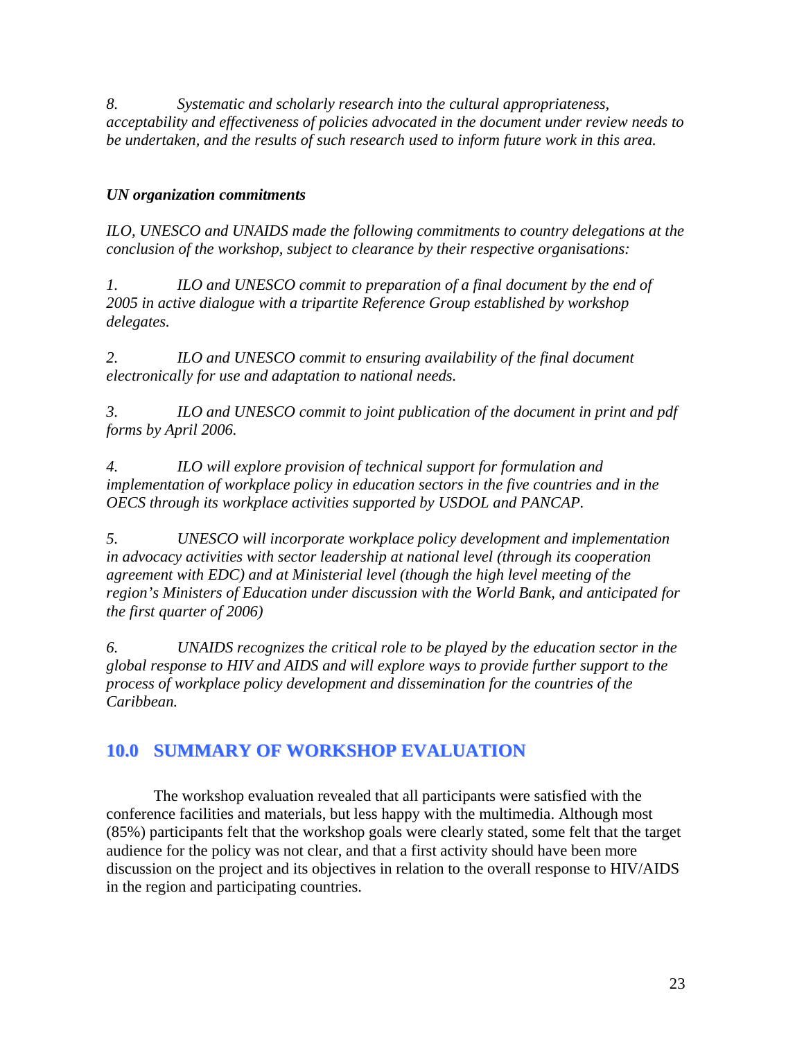*8. Systematic and scholarly research into the cultural appropriateness, acceptability and effectiveness of policies advocated in the document under review needs to be undertaken, and the results of such research used to inform future work in this area.*

***UN organization commitments***

*ILO, UNESCO and UNAIDS made the following commitments to country delegations at the conclusion of the workshop, subject to clearance by their respective organisations:*

*1. ILO and UNESCO commit to preparation of a final document by the end of 2005 in active dialogue with a tripartite Reference Group established by workshop delegates.*

*2. ILO and UNESCO commit to ensuring availability of the final document electronically for use and adaptation to national needs.*

*3. ILO and UNESCO commit to joint publication of the document in print and pdf forms by April 2006.*

*4. ILO will explore provision of technical support for formulation and implementation of workplace policy in education sectors in the five countries and in the OECS through its workplace activities supported by USDOL and PANCAP.*

*5. UNESCO will incorporate workplace policy development and implementation in advocacy activities with sector leadership at national level (through its cooperation agreement with EDC) and at Ministerial level (though the high level meeting of the region's Ministers of Education under discussion with the World Bank, and anticipated for the first quarter of 2006)*

*6. UNAIDS recognizes the critical role to be played by the education sector in the global response to HIV and AIDS and will explore ways to provide further support to the process of workplace policy development and dissemination for the countries of the Caribbean.*

## 10.0 SUMMARY OF WORKSHOP EVALUATION

The workshop evaluation revealed that all participants were satisfied with the conference facilities and materials, but less happy with the multimedia. Although most (85%) participants felt that the workshop goals were clearly stated, some felt that the target audience for the policy was not clear, and that a first activity should have been more discussion on the project and its objectives in relation to the overall response to HIV/AIDS in the region and participating countries.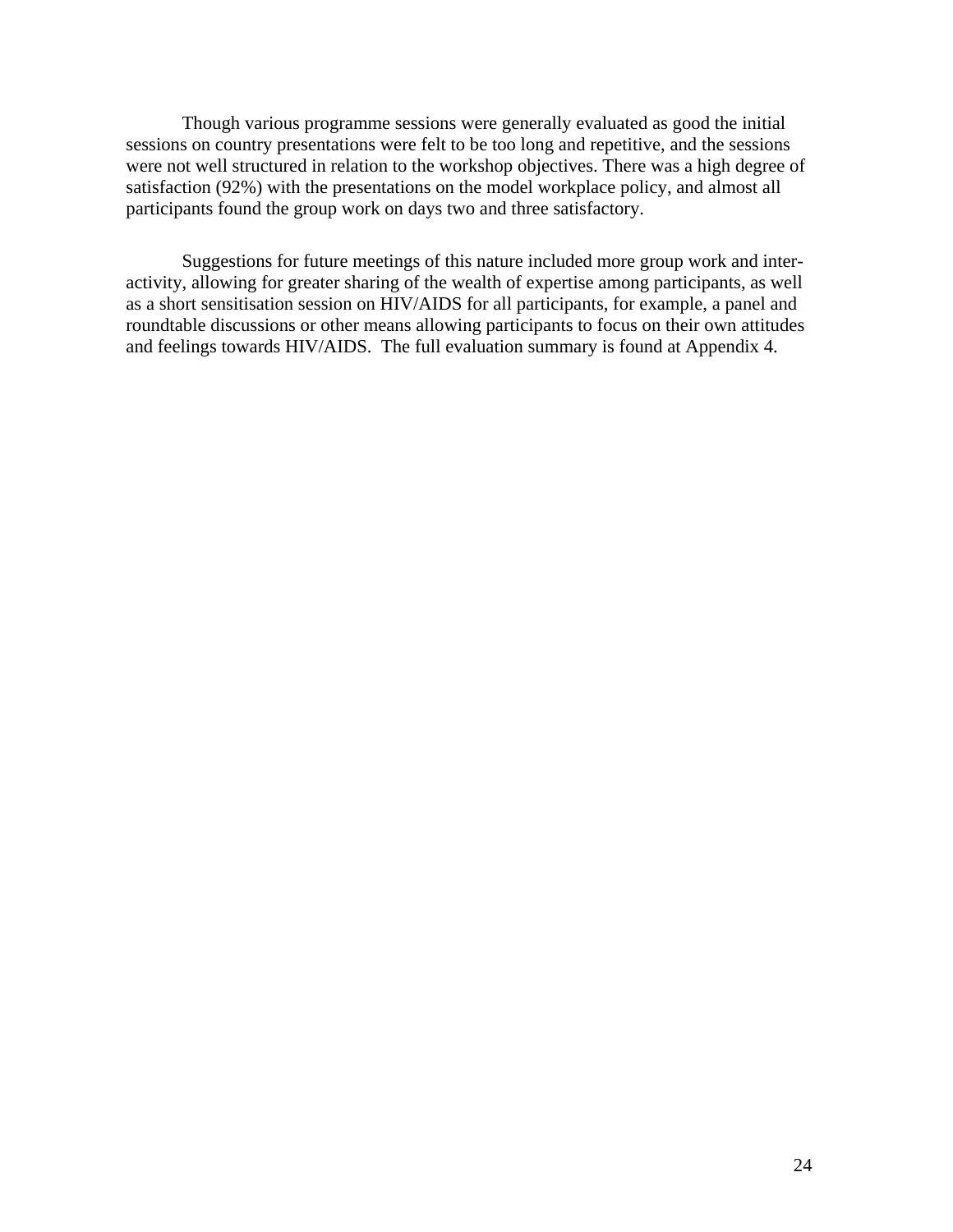Though various programme sessions were generally evaluated as good the initial sessions on country presentations were felt to be too long and repetitive, and the sessions were not well structured in relation to the workshop objectives. There was a high degree of satisfaction (92%) with the presentations on the model workplace policy, and almost all participants found the group work on days two and three satisfactory.

Suggestions for future meetings of this nature included more group work and inter-activity, allowing for greater sharing of the wealth of expertise among participants, as well as a short sensitisation session on HIV/AIDS for all participants, for example, a panel and roundtable discussions or other means allowing participants to focus on their own attitudes and feelings towards HIV/AIDS. The full evaluation summary is found at Appendix 4.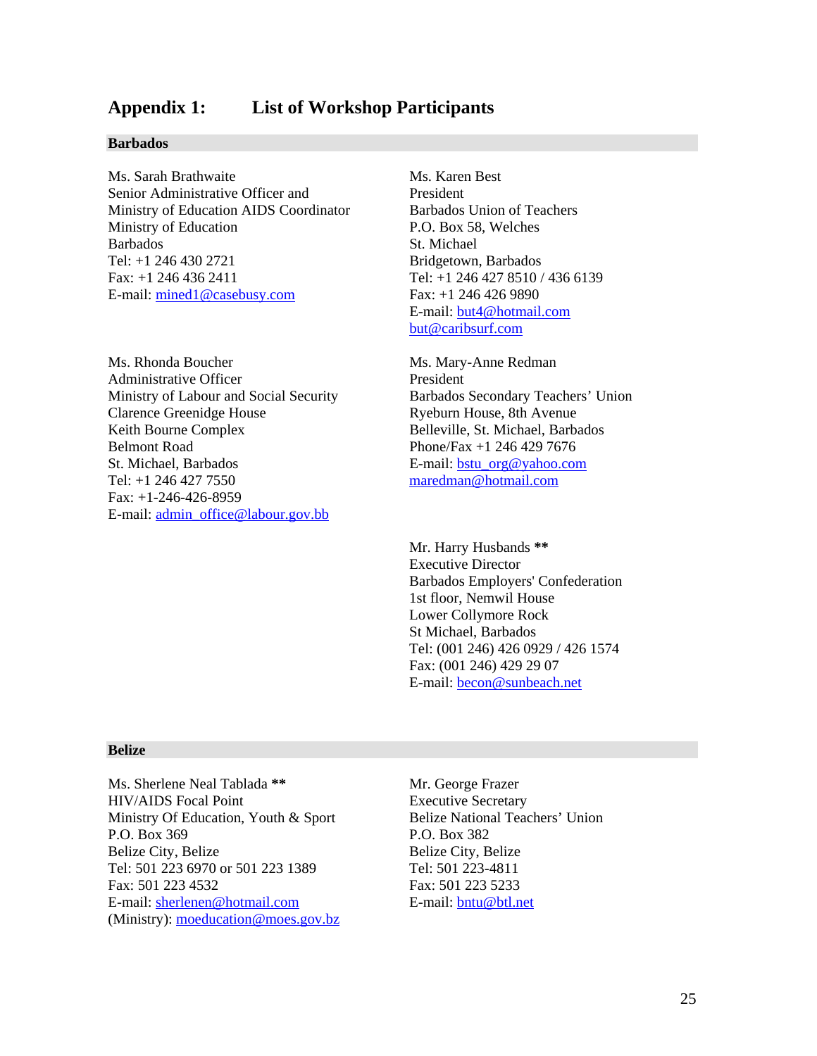# Appendix 1: List of Workshop Participants

## Barbados

Ms. Sarah Brathwaite
Senior Administrative Officer and
Ministry of Education AIDS Coordinator
Ministry of Education
Barbados
Tel: +1 246 430 2721
Fax: +1 246 436 2411
E-mail: mined1@casebusy.com

Ms. Karen Best
President
Barbados Union of Teachers
P.O. Box 58, Welches
St. Michael
Bridgetown, Barbados
Tel: +1 246 427 8510 / 436 6139
Fax: +1 246 426 9890
E-mail: but4@hotmail.com
but@caribsurf.com

Ms. Rhonda Boucher
Administrative Officer
Ministry of Labour and Social Security
Clarence Greenidge House
Keith Bourne Complex
Belmont Road
St. Michael, Barbados
Tel: +1 246 427 7550
Fax: +1-246-426-8959
E-mail: admin_office@labour.gov.bb

Ms. Mary-Anne Redman
President
Barbados Secondary Teachers' Union
Ryeburn House, 8th Avenue
Belleville, St. Michael, Barbados
Phone/Fax +1 246 429 7676
E-mail: bstu_org@yahoo.com
maredman@hotmail.com

Mr. Harry Husbands **
Executive Director
Barbados Employers' Confederation
1st floor, Nemwil House
Lower Collymore Rock
St Michael, Barbados
Tel: (001 246) 426 0929 / 426 1574
Fax: (001 246) 429 29 07
E-mail: becon@sunbeach.net

## Belize

Ms. Sherlene Neal Tablada **
HIV/AIDS Focal Point
Ministry Of Education, Youth & Sport
P.O. Box 369
Belize City, Belize
Tel: 501 223 6970 or 501 223 1389
Fax: 501 223 4532
E-mail: sherlenen@hotmail.com
(Ministry): moeducation@moes.gov.bz

Mr. George Frazer
Executive Secretary
Belize National Teachers' Union
P.O. Box 382
Belize City, Belize
Tel: 501 223-4811
Fax: 501 223 5233
E-mail: bntu@btl.net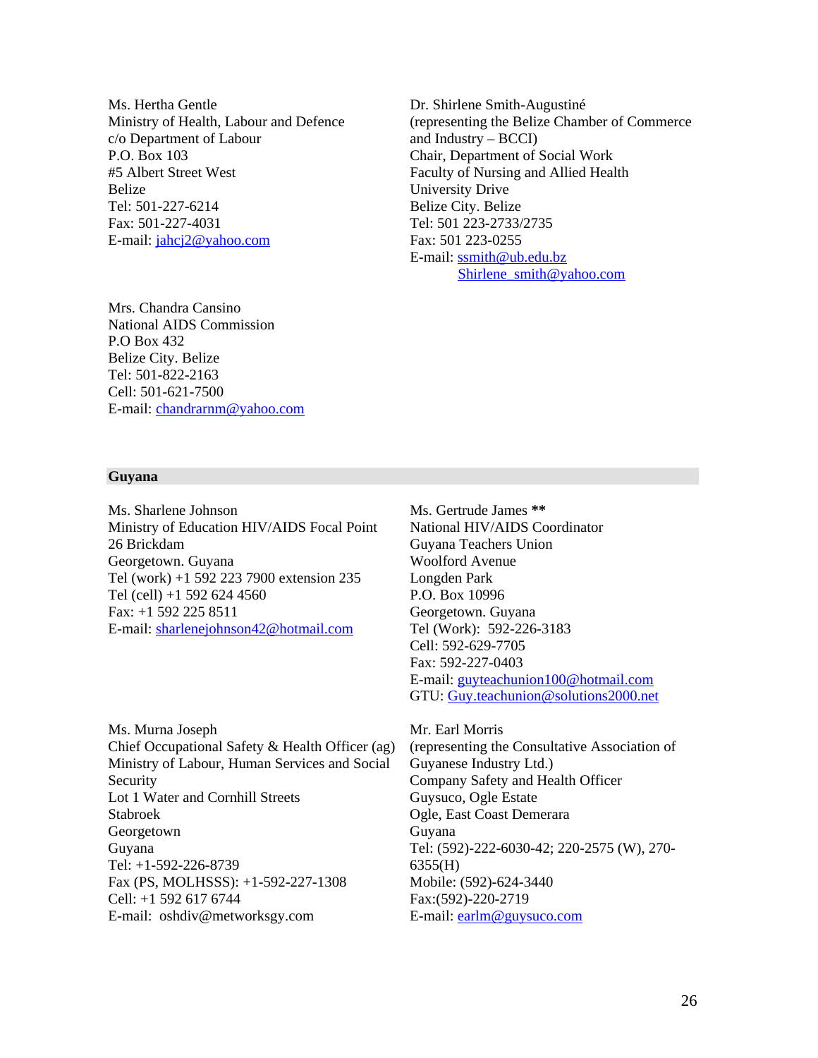Ms. Hertha Gentle
Ministry of Health, Labour and Defence
c/o Department of Labour
P.O. Box 103
#5 Albert Street West
Belize
Tel: 501-227-6214
Fax: 501-227-4031
E-mail: jahcj2@yahoo.com

Dr. Shirlene Smith-Augustiné
(representing the Belize Chamber of Commerce and Industry – BCCI)
Chair, Department of Social Work
Faculty of Nursing and Allied Health
University Drive
Belize City. Belize
Tel: 501 223-2733/2735
Fax: 501 223-0255
E-mail: ssmith@ub.edu.bz
Shirlene_smith@yahoo.com

Mrs. Chandra Cansino
National AIDS Commission
P.O Box 432
Belize City. Belize
Tel: 501-822-2163
Cell: 501-621-7500
E-mail: chandrarnm@yahoo.com

## Guyana

Ms. Sharlene Johnson
Ministry of Education HIV/AIDS Focal Point
26 Brickdam
Georgetown. Guyana
Tel (work) +1 592 223 7900 extension 235
Tel (cell) +1 592 624 4560
Fax: +1 592 225 8511
E-mail: sharlenejohnson42@hotmail.com

Ms. Gertrude James **
National HIV/AIDS Coordinator
Guyana Teachers Union
Woolford Avenue
Longden Park
P.O. Box 10996
Georgetown. Guyana
Tel (Work): 592-226-3183
Cell: 592-629-7705
Fax: 592-227-0403
E-mail: guyteachunion100@hotmail.com
GTU: Guy.teachunion@solutions2000.net

Ms. Murna Joseph
Chief Occupational Safety & Health Officer (ag)
Ministry of Labour, Human Services and Social Security
Lot 1 Water and Cornhill Streets
Stabroek
Georgetown
Guyana
Tel: +1-592-226-8739
Fax (PS, MOLHSSS): +1-592-227-1308
Cell: +1 592 617 6744
E-mail: oshdiv@metworksgy.com

Mr. Earl Morris
(representing the Consultative Association of Guyanese Industry Ltd.)
Company Safety and Health Officer
Guysuco, Ogle Estate
Ogle, East Coast Demerara
Guyana
Tel: (592)-222-6030-42; 220-2575 (W), 270-6355(H)
Mobile: (592)-624-3440
Fax:(592)-220-2719
E-mail: earlm@guysuco.com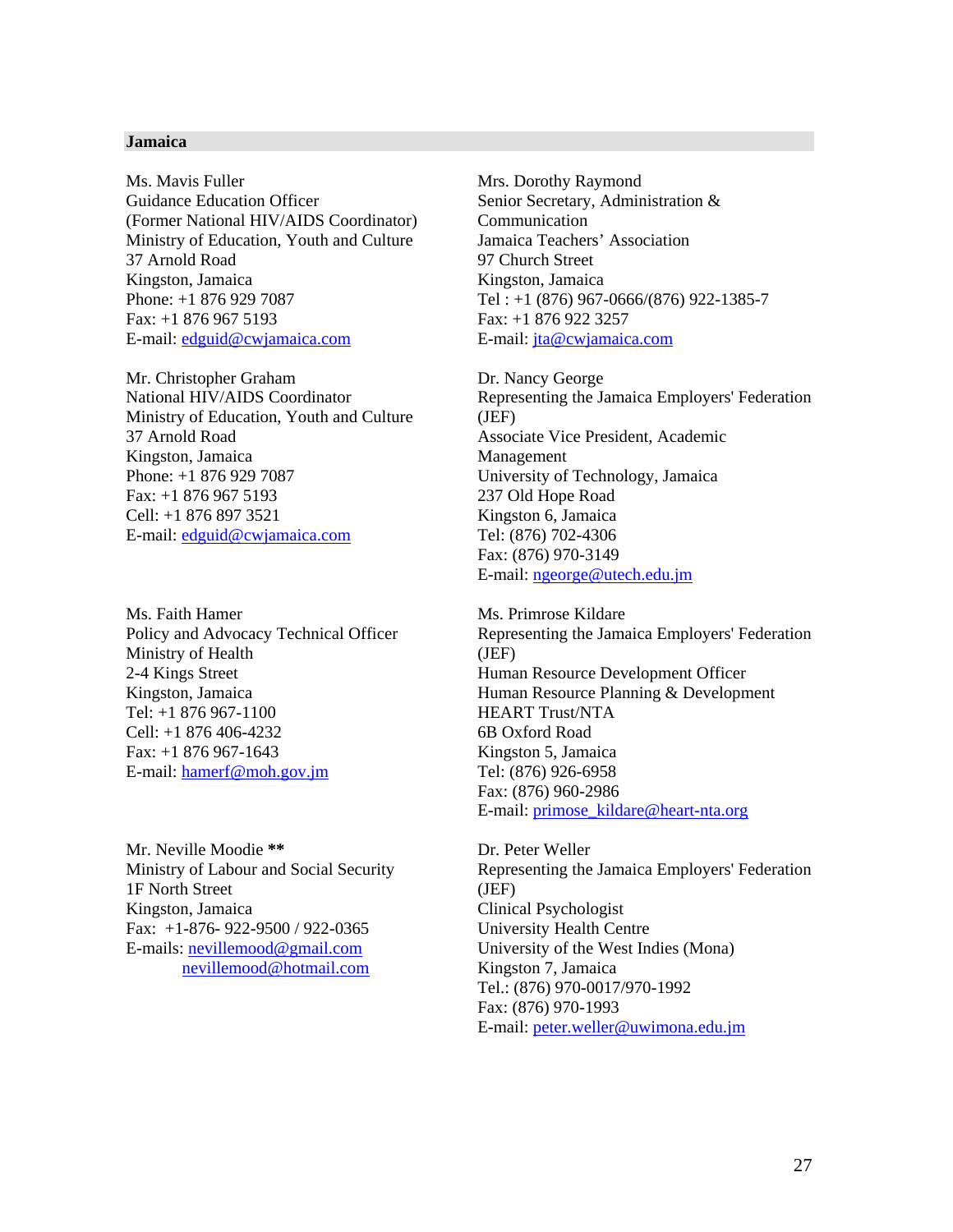## Jamaica

Ms. Mavis Fuller
Guidance Education Officer
(Former National HIV/AIDS Coordinator)
Ministry of Education, Youth and Culture
37 Arnold Road
Kingston, Jamaica
Phone: +1 876 929 7087
Fax: +1 876 967 5193
E-mail: edguid@cwjamaica.com

Mr. Christopher Graham
National HIV/AIDS Coordinator
Ministry of Education, Youth and Culture
37 Arnold Road
Kingston, Jamaica
Phone: +1 876 929 7087
Fax: +1 876 967 5193
Cell: +1 876 897 3521
E-mail: edguid@cwjamaica.com

Ms. Faith Hamer
Policy and Advocacy Technical Officer
Ministry of Health
2-4 Kings Street
Kingston, Jamaica
Tel: +1 876 967-1100
Cell: +1 876 406-4232
Fax: +1 876 967-1643
E-mail: hamerf@moh.gov.jm

Mr. Neville Moodie **
Ministry of Labour and Social Security
1F North Street
Kingston, Jamaica
Fax: +1-876- 922-9500 / 922-0365
E-mails: nevillemood@gmail.com
nevillemood@hotmail.com

Mrs. Dorothy Raymond
Senior Secretary, Administration & Communication
Jamaica Teachers' Association
97 Church Street
Kingston, Jamaica
Tel : +1 (876) 967-0666/(876) 922-1385-7
Fax: +1 876 922 3257
E-mail: jta@cwjamaica.com

Dr. Nancy George
Representing the Jamaica Employers' Federation (JEF)
Associate Vice President, Academic Management
University of Technology, Jamaica
237 Old Hope Road
Kingston 6, Jamaica
Tel: (876) 702-4306
Fax: (876) 970-3149
E-mail: ngeorge@utech.edu.jm

Ms. Primrose Kildare
Representing the Jamaica Employers' Federation (JEF)
Human Resource Development Officer
Human Resource Planning & Development
HEART Trust/NTA
6B Oxford Road
Kingston 5, Jamaica
Tel: (876) 926-6958
Fax: (876) 960-2986
E-mail: primose_kildare@heart-nta.org

Dr. Peter Weller
Representing the Jamaica Employers' Federation (JEF)
Clinical Psychologist
University Health Centre
University of the West Indies (Mona)
Kingston 7, Jamaica
Tel.: (876) 970-0017/970-1992
Fax: (876) 970-1993
E-mail: peter.weller@uwimona.edu.jm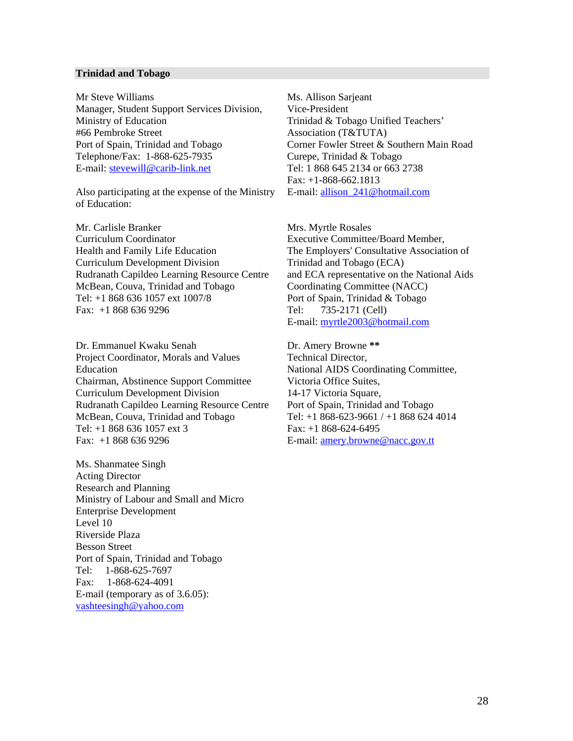## Trinidad and Tobago

Mr Steve Williams
Manager, Student Support Services Division,
Ministry of Education
#66 Pembroke Street
Port of Spain, Trinidad and Tobago
Telephone/Fax: 1-868-625-7935
E-mail: stevewill@carib-link.net

Also participating at the expense of the Ministry of Education:

Mr. Carlisle Branker
Curriculum Coordinator
Health and Family Life Education
Curriculum Development Division
Rudranath Capildeo Learning Resource Centre
McBean, Couva, Trinidad and Tobago
Tel: +1 868 636 1057 ext 1007/8
Fax: +1 868 636 9296

Dr. Emmanuel Kwaku Senah
Project Coordinator, Morals and Values Education
Chairman, Abstinence Support Committee
Curriculum Development Division
Rudranath Capildeo Learning Resource Centre
McBean, Couva, Trinidad and Tobago
Tel: +1 868 636 1057 ext 3
Fax: +1 868 636 9296

Ms. Shanmatee Singh
Acting Director
Research and Planning
Ministry of Labour and Small and Micro Enterprise Development
Level 10
Riverside Plaza
Besson Street
Port of Spain, Trinidad and Tobago
Tel: 1-868-625-7697
Fax: 1-868-624-4091
E-mail (temporary as of 3.6.05):
vashteesingh@yahoo.com

Ms. Allison Sarjeant
Vice-President
Trinidad & Tobago Unified Teachers' Association (T&TUTA)
Corner Fowler Street & Southern Main Road
Curepe, Trinidad & Tobago
Tel: 1 868 645 2134 or 663 2738
Fax: +1-868-662.1813
E-mail: allison_241@hotmail.com

Mrs. Myrtle Rosales
Executive Committee/Board Member,
The Employers' Consultative Association of Trinidad and Tobago (ECA)
and ECA representative on the National Aids Coordinating Committee (NACC)
Port of Spain, Trinidad & Tobago
Tel: 735-2171 (Cell)
E-mail: myrtle2003@hotmail.com

Dr. Amery Browne **
Technical Director,
National AIDS Coordinating Committee,
Victoria Office Suites,
14-17 Victoria Square,
Port of Spain, Trinidad and Tobago
Tel: +1 868-623-9661 / +1 868 624 4014
Fax: +1 868-624-6495
E-mail: amery.browne@nacc.gov.tt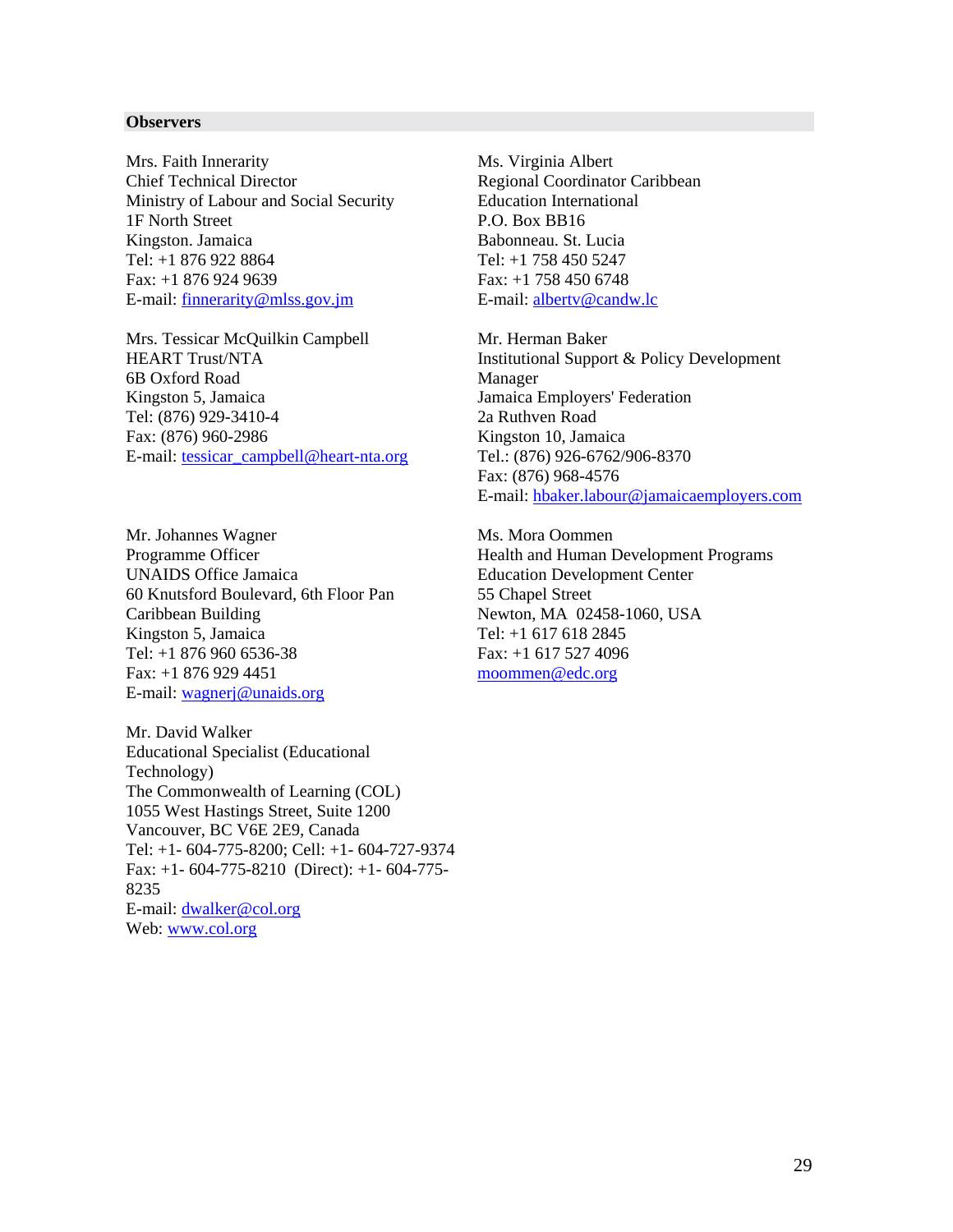**Observers**

Mrs. Faith Innerarity
Chief Technical Director
Ministry of Labour and Social Security
1F North Street
Kingston. Jamaica
Tel: +1 876 922 8864
Fax: +1 876 924 9639
E-mail: finnerarity@mlss.gov.jm

Mrs. Tessicar McQuilkin Campbell
HEART Trust/NTA
6B Oxford Road
Kingston 5, Jamaica
Tel: (876) 929-3410-4
Fax: (876) 960-2986
E-mail: tessicar_campbell@heart-nta.org

Mr. Johannes Wagner
Programme Officer
UNAIDS Office Jamaica
60 Knutsford Boulevard, 6th Floor Pan Caribbean Building
Kingston 5, Jamaica
Tel: +1 876 960 6536-38
Fax: +1 876 929 4451
E-mail: wagnerj@unaids.org

Mr. David Walker
Educational Specialist (Educational Technology)
The Commonwealth of Learning (COL)
1055 West Hastings Street, Suite 1200
Vancouver, BC V6E 2E9, Canada
Tel: +1- 604-775-8200; Cell: +1- 604-727-9374
Fax: +1- 604-775-8210 (Direct): +1- 604-775-8235
E-mail: dwalker@col.org
Web: www.col.org

Ms. Virginia Albert
Regional Coordinator Caribbean
Education International
P.O. Box BB16
Babonneau. St. Lucia
Tel: +1 758 450 5247
Fax: +1 758 450 6748
E-mail: albertv@candw.lc

Mr. Herman Baker
Institutional Support & Policy Development Manager
Jamaica Employers' Federation
2a Ruthven Road
Kingston 10, Jamaica
Tel.: (876) 926-6762/906-8370
Fax: (876) 968-4576
E-mail: hbaker.labour@jamaicaemployers.com

Ms. Mora Oommen
Health and Human Development Programs
Education Development Center
55 Chapel Street
Newton, MA 02458-1060, USA
Tel: +1 617 618 2845
Fax: +1 617 527 4096
moommen@edc.org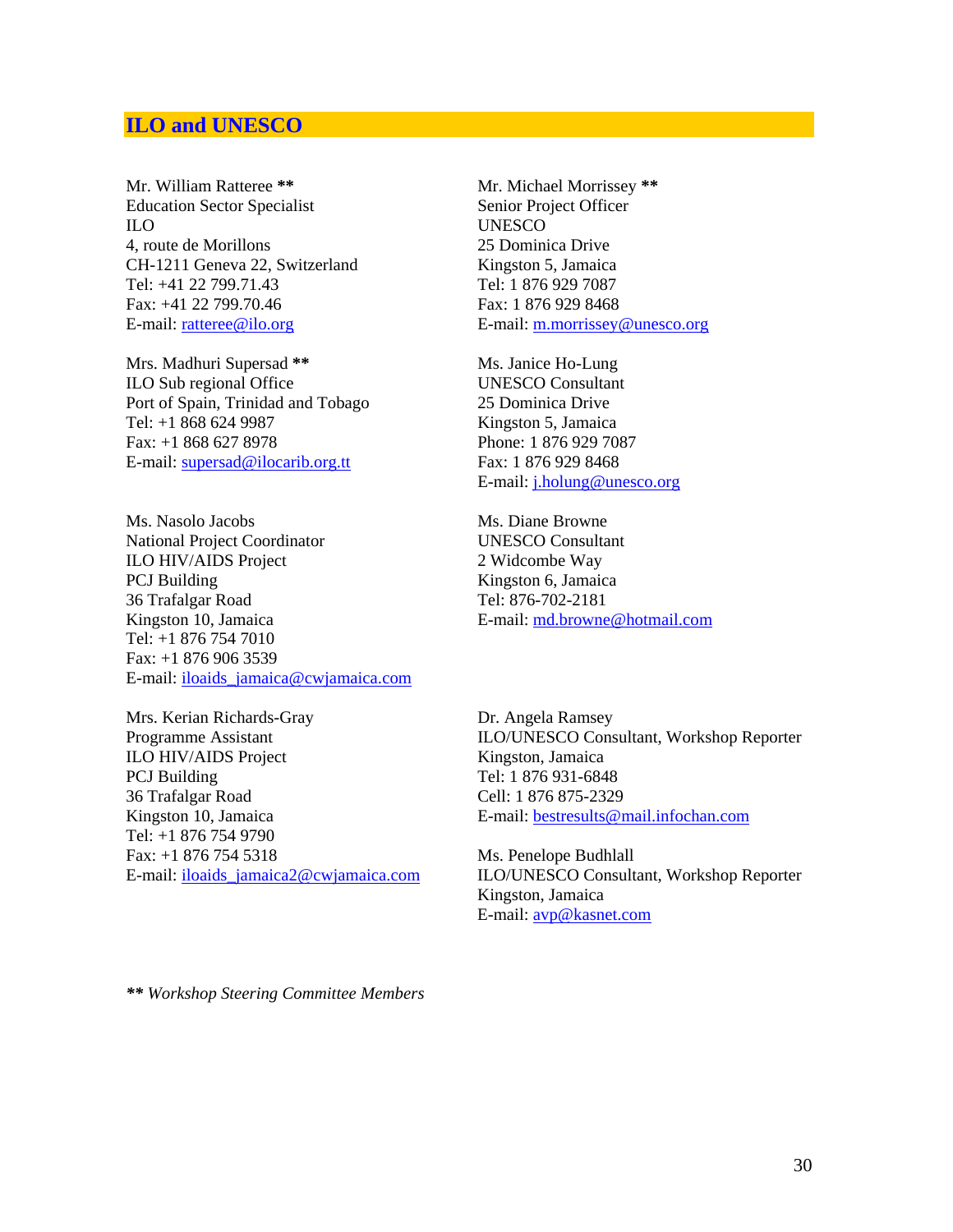## ILO and UNESCO

Mr. William Ratteree **
Education Sector Specialist
ILO
4, route de Morillons
CH-1211 Geneva 22, Switzerland
Tel: +41 22 799.71.43
Fax: +41 22 799.70.46
E-mail: ratteree@ilo.org

Mrs. Madhuri Supersad **
ILO Sub regional Office
Port of Spain, Trinidad and Tobago
Tel: +1 868 624 9987
Fax: +1 868 627 8978
E-mail: supersad@ilocarib.org.tt

Ms. Nasolo Jacobs
National Project Coordinator
ILO HIV/AIDS Project
PCJ Building
36 Trafalgar Road
Kingston 10, Jamaica
Tel: +1 876 754 7010
Fax: +1 876 906 3539
E-mail: iloaids_jamaica@cwjamaica.com

Mrs. Kerian Richards-Gray
Programme Assistant
ILO HIV/AIDS Project
PCJ Building
36 Trafalgar Road
Kingston 10, Jamaica
Tel: +1 876 754 9790
Fax: +1 876 754 5318
E-mail: iloaids_jamaica2@cwjamaica.com

Mr. Michael Morrissey **
Senior Project Officer
UNESCO
25 Dominica Drive
Kingston 5, Jamaica
Tel: 1 876 929 7087
Fax: 1 876 929 8468
E-mail: m.morrissey@unesco.org

Ms. Janice Ho-Lung
UNESCO Consultant
25 Dominica Drive
Kingston 5, Jamaica
Phone: 1 876 929 7087
Fax: 1 876 929 8468
E-mail: j.holung@unesco.org

Ms. Diane Browne
UNESCO Consultant
2 Widcombe Way
Kingston 6, Jamaica
Tel: 876-702-2181
E-mail: md.browne@hotmail.com

Dr. Angela Ramsey
ILO/UNESCO Consultant, Workshop Reporter
Kingston, Jamaica
Tel: 1 876 931-6848
Cell: 1 876 875-2329
E-mail: bestresults@mail.infochan.com

Ms. Penelope Budhlall
ILO/UNESCO Consultant, Workshop Reporter
Kingston, Jamaica
E-mail: avp@kasnet.com

*** Workshop Steering Committee Members*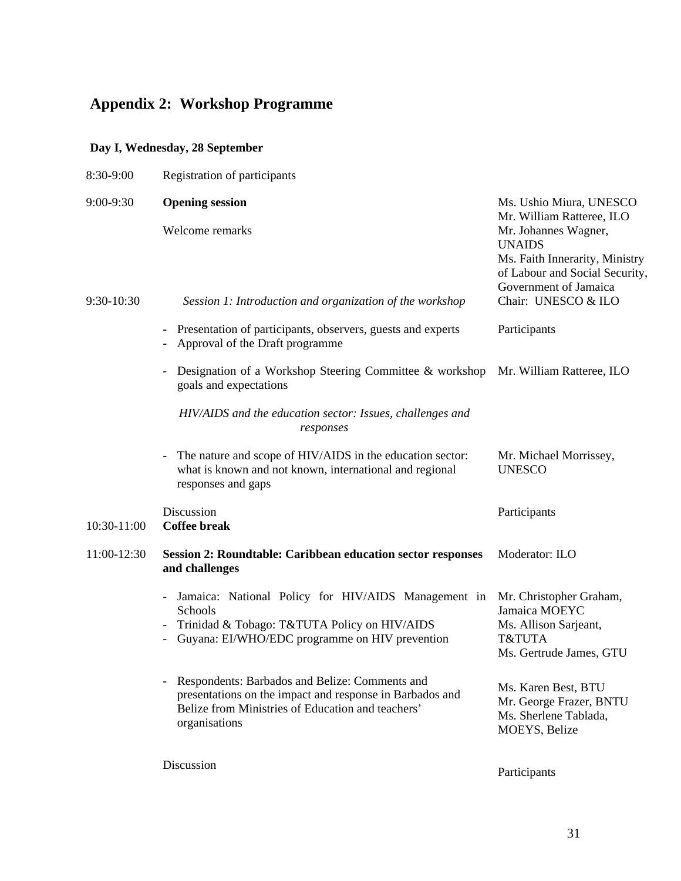## Appendix 2: Workshop Programme

**Day I, Wednesday, 28 September**

| | | |
|---|---|---|
| 8:30-9:00 | Registration of participants | |
| 9:00-9:30 | **Opening session**<br><br>Welcome remarks | Ms. Ushio Miura, UNESCO<br>Mr. William Ratteree, ILO<br>Mr. Johannes Wagner, UNAIDS<br>Ms. Faith Innerarity, Ministry of Labour and Social Security, Government of Jamaica |
| 9:30-10:30 | *Session 1: Introduction and organization of the workshop* | Chair: UNESCO & ILO |
| | - Presentation of participants, observers, guests and experts<br>- Approval of the Draft programme | Participants |
| | - Designation of a Workshop Steering Committee & workshop goals and expectations | Mr. William Ratteree, ILO |
| | *HIV/AIDS and the education sector: Issues, challenges and responses* | |
| | - The nature and scope of HIV/AIDS in the education sector: what is known and not known, international and regional responses and gaps | Mr. Michael Morrissey, UNESCO |
| | Discussion | Participants |
| 10:30-11:00 | **Coffee break** | |
| 11:00-12:30 | **Session 2: Roundtable: Caribbean education sector responses and challenges** | Moderator: ILO |
| | - Jamaica: National Policy for HIV/AIDS Management in Schools<br>- Trinidad & Tobago: T&TUTA Policy on HIV/AIDS<br>- Guyana: EI/WHO/EDC programme on HIV prevention | Mr. Christopher Graham, Jamaica MOEYC<br>Ms. Allison Sarjeant, T&TUTA<br>Ms. Gertrude James, GTU |
| | - Respondents: Barbados and Belize: Comments and presentations on the impact and response in Barbados and Belize from Ministries of Education and teachers' organisations | Ms. Karen Best, BTU<br>Mr. George Frazer, BNTU<br>Ms. Sherlene Tablada, MOEYS, Belize |
| | Discussion | Participants |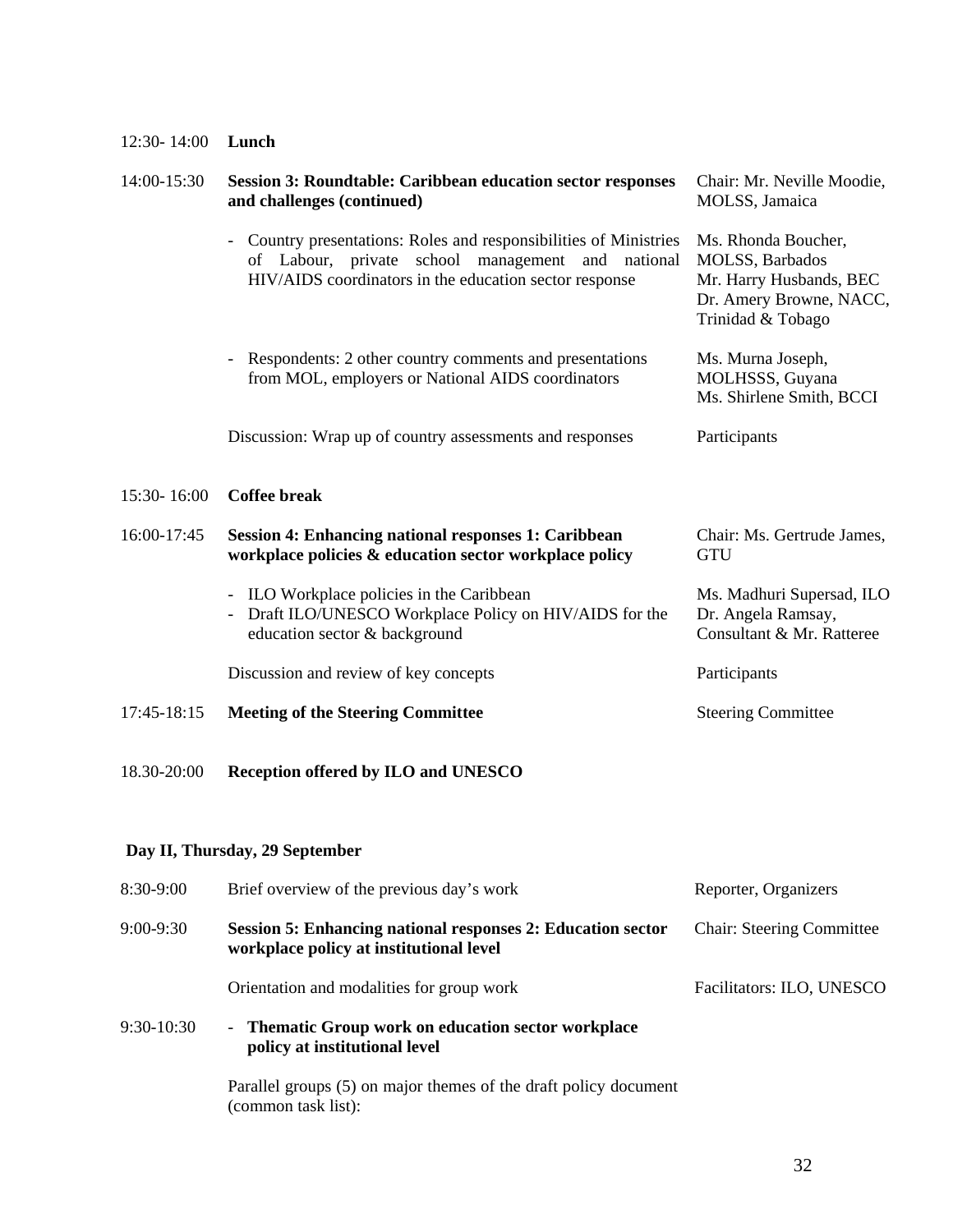| | | |
|---|---|---|
| 12:30- 14:00 | **Lunch** | |
| 14:00-15:30 | **Session 3: Roundtable: Caribbean education sector responses and challenges (continued)** | Chair: Mr. Neville Moodie, MOLSS, Jamaica |
| | - Country presentations: Roles and responsibilities of Ministries of Labour, private school management and national HIV/AIDS coordinators in the education sector response | Ms. Rhonda Boucher, MOLSS, Barbados<br>Mr. Harry Husbands, BEC<br>Dr. Amery Browne, NACC, Trinidad & Tobago |
| | - Respondents: 2 other country comments and presentations from MOL, employers or National AIDS coordinators | Ms. Murna Joseph, MOLHSSS, Guyana<br>Ms. Shirlene Smith, BCCI |
| | Discussion: Wrap up of country assessments and responses | Participants |
| 15:30- 16:00 | **Coffee break** | |
| 16:00-17:45 | **Session 4: Enhancing national responses 1: Caribbean workplace policies & education sector workplace policy** | Chair: Ms. Gertrude James, GTU |
| | - ILO Workplace policies in the Caribbean<br>- Draft ILO/UNESCO Workplace Policy on HIV/AIDS for the education sector & background | Ms. Madhuri Supersad, ILO<br>Dr. Angela Ramsay, Consultant & Mr. Ratteree |
| | Discussion and review of key concepts | Participants |
| 17:45-18:15 | **Meeting of the Steering Committee** | Steering Committee |
| 18.30-20:00 | **Reception offered by ILO and UNESCO** | |

**Day II, Thursday, 29 September**

| | | |
|---|---|---|
| 8:30-9:00 | Brief overview of the previous day's work | Reporter, Organizers |
| 9:00-9:30 | **Session 5: Enhancing national responses 2: Education sector workplace policy at institutional level** | Chair: Steering Committee |
| | Orientation and modalities for group work | Facilitators: ILO, UNESCO |
| 9:30-10:30 | - **Thematic Group work on education sector workplace policy at institutional level** | |
| | Parallel groups (5) on major themes of the draft policy document (common task list): | |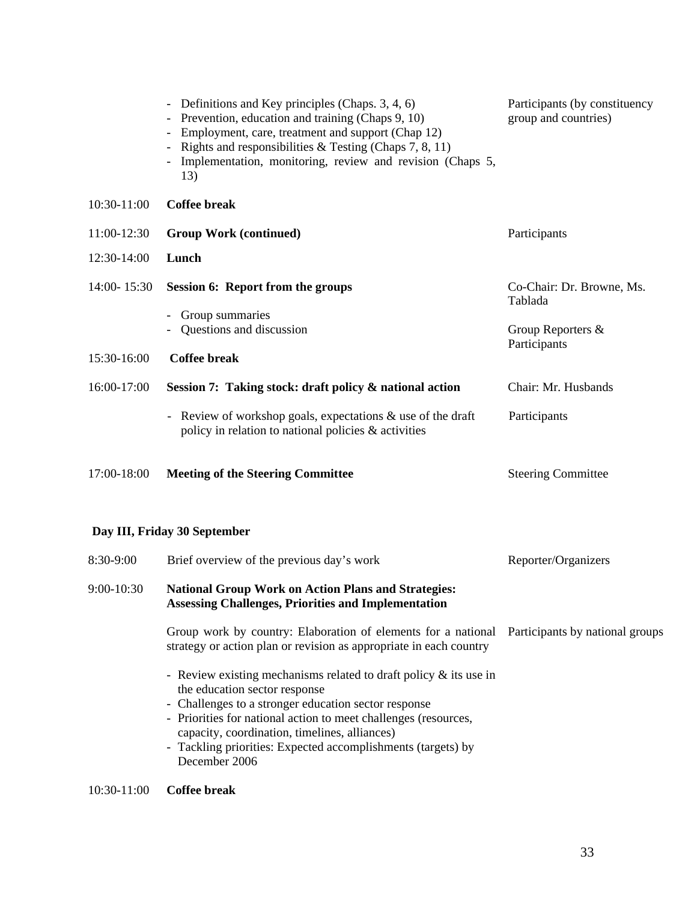| | | |
|---|---|---|
| | - Definitions and Key principles (Chaps. 3, 4, 6)<br>- Prevention, education and training (Chaps 9, 10)<br>- Employment, care, treatment and support (Chap 12)<br>- Rights and responsibilities & Testing (Chaps 7, 8, 11)<br>- Implementation, monitoring, review and revision (Chaps 5, 13) | Participants (by constituency group and countries) |
| 10:30-11:00 | **Coffee break** | |
| 11:00-12:30 | **Group Work (continued)** | Participants |
| 12:30-14:00 | **Lunch** | |
| 14:00- 15:30 | **Session 6: Report from the groups**<br>- Group summaries<br>- Questions and discussion | Co-Chair: Dr. Browne, Ms. Tablada<br><br>Group Reporters & Participants |
| 15:30-16:00 | **Coffee break** | |
| 16:00-17:00 | **Session 7: Taking stock: draft policy & national action**<br>- Review of workshop goals, expectations & use of the draft policy in relation to national policies & activities | Chair: Mr. Husbands<br><br>Participants |
| 17:00-18:00 | **Meeting of the Steering Committee** | Steering Committee |

**Day III, Friday 30 September**

| | | |
|---|---|---|
| 8:30-9:00 | Brief overview of the previous day's work | Reporter/Organizers |
| 9:00-10:30 | **National Group Work on Action Plans and Strategies: Assessing Challenges, Priorities and Implementation**<br><br>Group work by country: Elaboration of elements for a national strategy or action plan or revision as appropriate in each country<br><br>- Review existing mechanisms related to draft policy & its use in the education sector response<br>- Challenges to a stronger education sector response<br>- Priorities for national action to meet challenges (resources, capacity, coordination, timelines, alliances)<br>- Tackling priorities: Expected accomplishments (targets) by December 2006 | Participants by national groups |
| 10:30-11:00 | **Coffee break** | |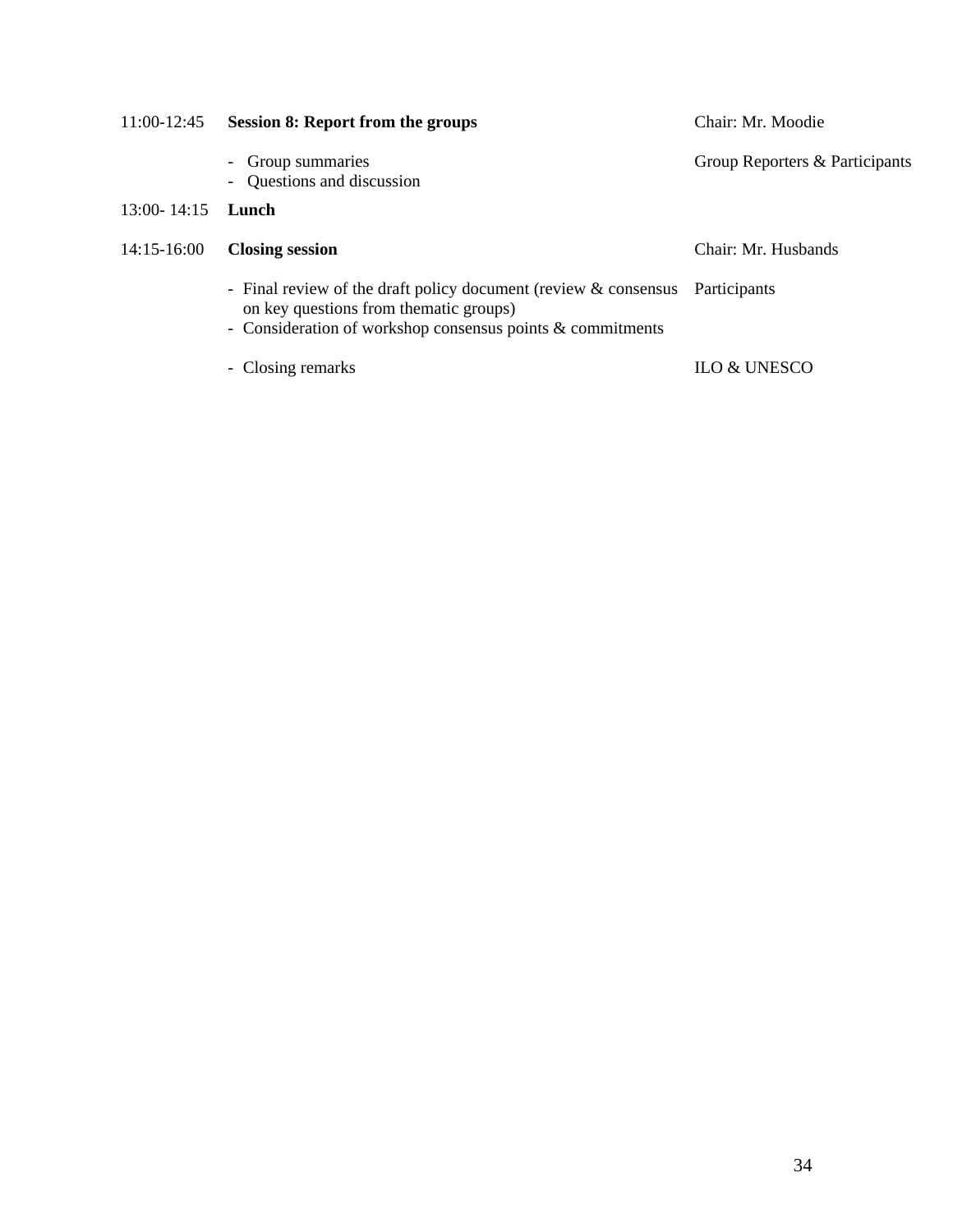| | | |
|---|---|---|
| 11:00-12:45 | **Session 8: Report from the groups** | Chair: Mr. Moodie |
| | - Group summaries<br>- Questions and discussion | Group Reporters & Participants |
| 13:00- 14:15 | **Lunch** | |
| 14:15-16:00 | **Closing session** | Chair: Mr. Husbands |
| | - Final review of the draft policy document (review & consensus on key questions from thematic groups)<br>- Consideration of workshop consensus points & commitments | Participants |
| | - Closing remarks | ILO & UNESCO |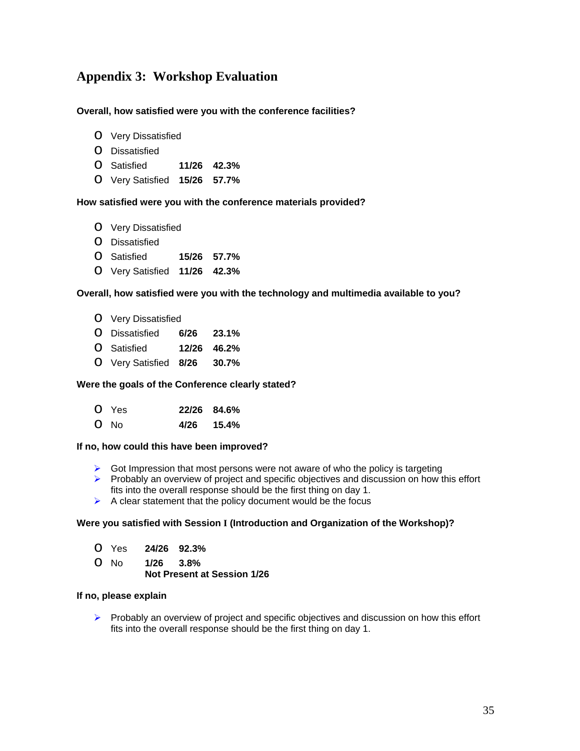## Appendix 3: Workshop Evaluation

**Overall, how satisfied were you with the conference facilities?**

- O Very Dissatisfied
- O Dissatisfied
- O Satisfied **11/26 42.3%**
- O Very Satisfied **15/26 57.7%**

**How satisfied were you with the conference materials provided?**

- O Very Dissatisfied
- O Dissatisfied
- O Satisfied **15/26 57.7%**
- O Very Satisfied **11/26 42.3%**

**Overall, how satisfied were you with the technology and multimedia available to you?**

- O Very Dissatisfied
- O Dissatisfied **6/26 23.1%**
- O Satisfied **12/26 46.2%**
- O Very Satisfied **8/26 30.7%**

**Were the goals of the Conference clearly stated?**

- O Yes **22/26 84.6%**
- O No **4/26 15.4%**

**If no, how could this have been improved?**

- Got Impression that most persons were not aware of who the policy is targeting
- Probably an overview of project and specific objectives and discussion on how this effort fits into the overall response should be the first thing on day 1.
- A clear statement that the policy document would be the focus

**Were you satisfied with Session I (Introduction and Organization of the Workshop)?**

- O Yes **24/26 92.3%**
- O No **1/26 3.8%**
  **Not Present at Session 1/26**

**If no, please explain**

- Probably an overview of project and specific objectives and discussion on how this effort fits into the overall response should be the first thing on day 1.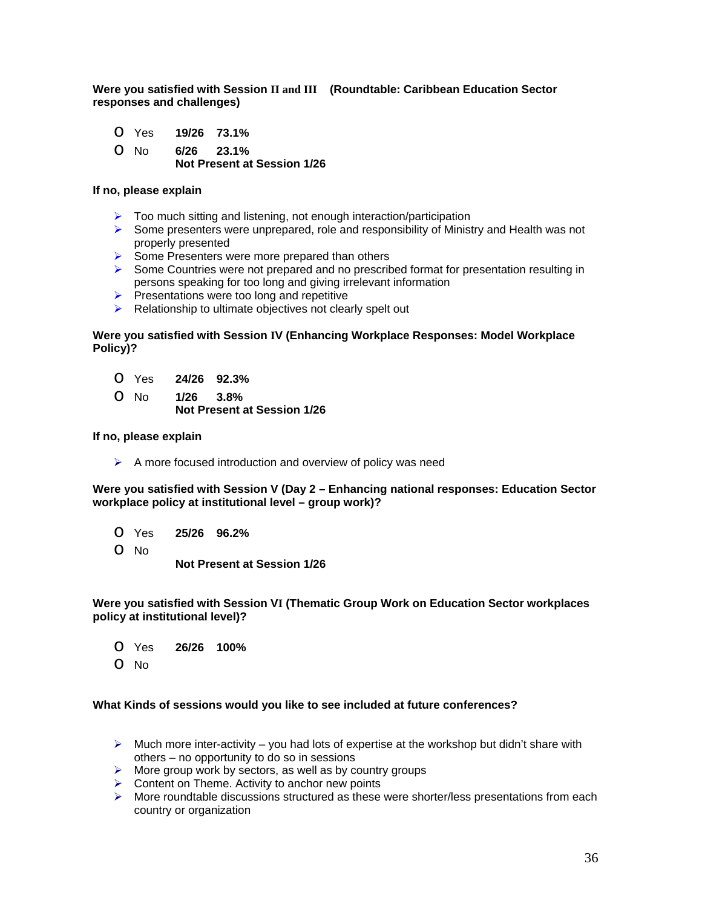**Were you satisfied with Session II and III (Roundtable: Caribbean Education Sector responses and challenges)**

- O Yes **19/26 73.1%**
- O No **6/26 23.1%**
  **Not Present at Session 1/26**

**If no, please explain**

- Too much sitting and listening, not enough interaction/participation
- Some presenters were unprepared, role and responsibility of Ministry and Health was not properly presented
- Some Presenters were more prepared than others
- Some Countries were not prepared and no prescribed format for presentation resulting in persons speaking for too long and giving irrelevant information
- Presentations were too long and repetitive
- Relationship to ultimate objectives not clearly spelt out

**Were you satisfied with Session IV (Enhancing Workplace Responses: Model Workplace Policy)?**

- O Yes **24/26 92.3%**
- O No **1/26 3.8%**
  **Not Present at Session 1/26**

**If no, please explain**

- A more focused introduction and overview of policy was need

**Were you satisfied with Session V (Day 2 – Enhancing national responses: Education Sector workplace policy at institutional level – group work)?**

- O Yes **25/26 96.2%**
- O No
  **Not Present at Session 1/26**

**Were you satisfied with Session VI (Thematic Group Work on Education Sector workplaces policy at institutional level)?**

- O Yes **26/26 100%**
- O No

**What Kinds of sessions would you like to see included at future conferences?**

- Much more inter-activity – you had lots of expertise at the workshop but didn't share with others – no opportunity to do so in sessions
- More group work by sectors, as well as by country groups
- Content on Theme. Activity to anchor new points
- More roundtable discussions structured as these were shorter/less presentations from each country or organization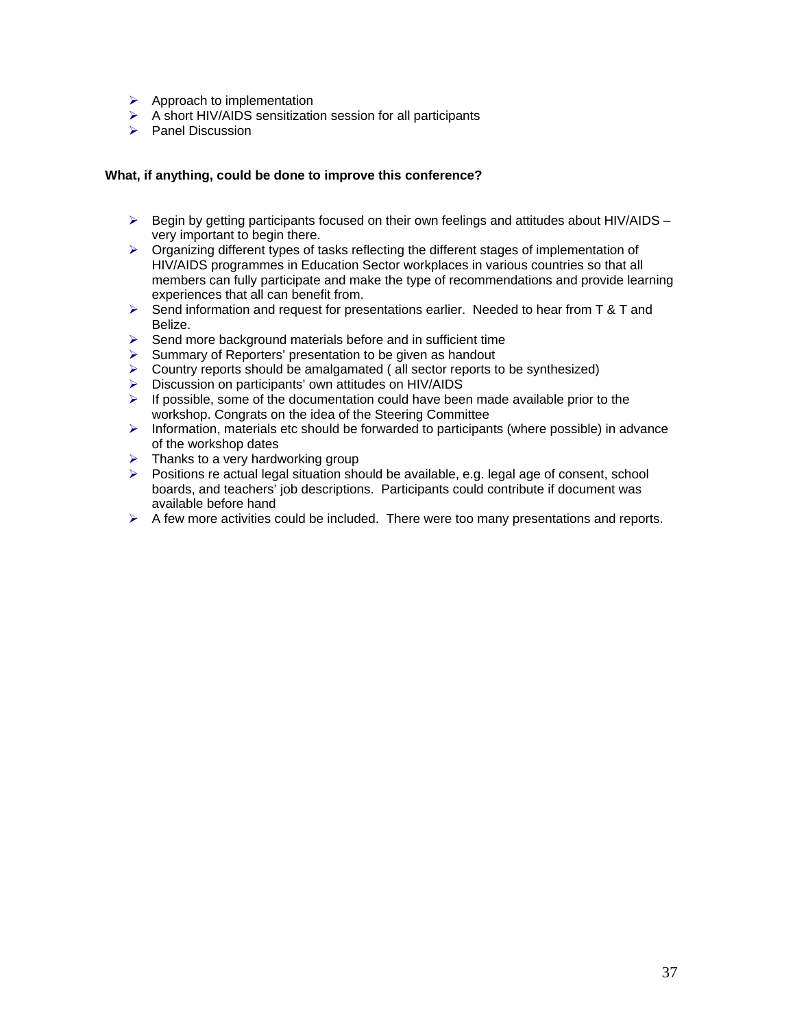- Approach to implementation
- A short HIV/AIDS sensitization session for all participants
- Panel Discussion

**What, if anything, could be done to improve this conference?**

- Begin by getting participants focused on their own feelings and attitudes about HIV/AIDS – very important to begin there.
- Organizing different types of tasks reflecting the different stages of implementation of HIV/AIDS programmes in Education Sector workplaces in various countries so that all members can fully participate and make the type of recommendations and provide learning experiences that all can benefit from.
- Send information and request for presentations earlier. Needed to hear from T & T and Belize.
- Send more background materials before and in sufficient time
- Summary of Reporters' presentation to be given as handout
- Country reports should be amalgamated ( all sector reports to be synthesized)
- Discussion on participants' own attitudes on HIV/AIDS
- If possible, some of the documentation could have been made available prior to the workshop. Congrats on the idea of the Steering Committee
- Information, materials etc should be forwarded to participants (where possible) in advance of the workshop dates
- Thanks to a very hardworking group
- Positions re actual legal situation should be available, e.g. legal age of consent, school boards, and teachers' job descriptions. Participants could contribute if document was available before hand
- A few more activities could be included. There were too many presentations and reports.